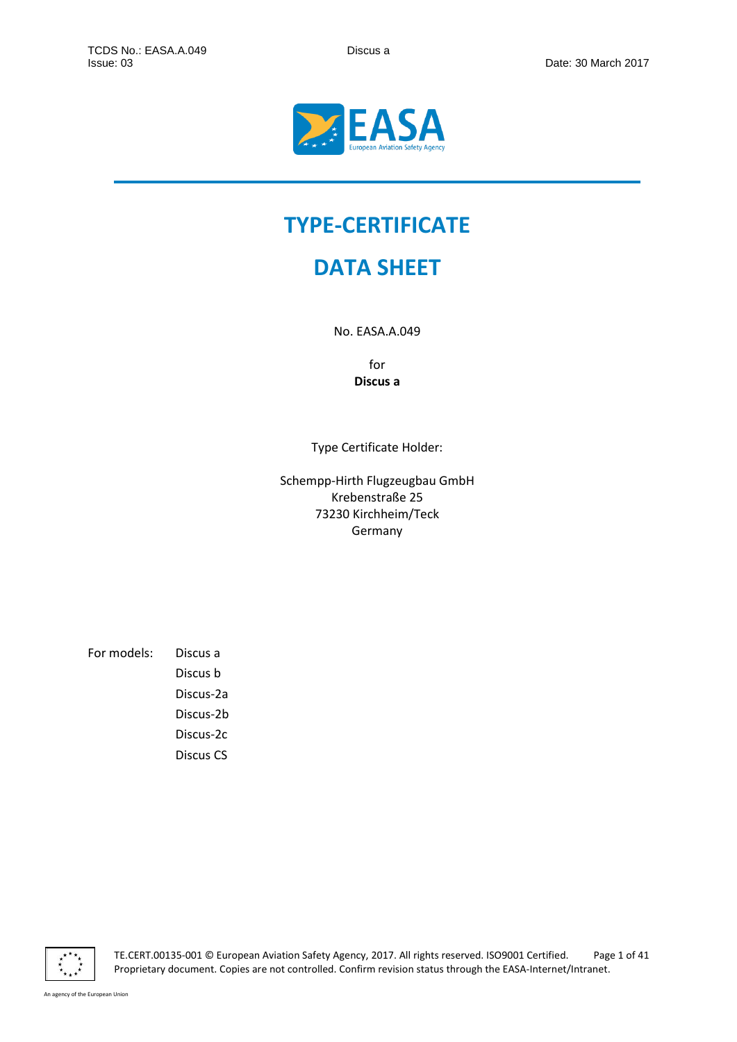# TYPE-CERTIFICATE

# DATA SHEET

No. EASA.A.049

for
**Discus a**

Type Certificate Holder:

Schempp-Hirth Flugzeugbau GmbH
Krebenstraße 25
73230 Kirchheim/Teck
Germany

For models:

- Discus a
- Discus b
- Discus-2a
- Discus-2b
- Discus-2c
- Discus CS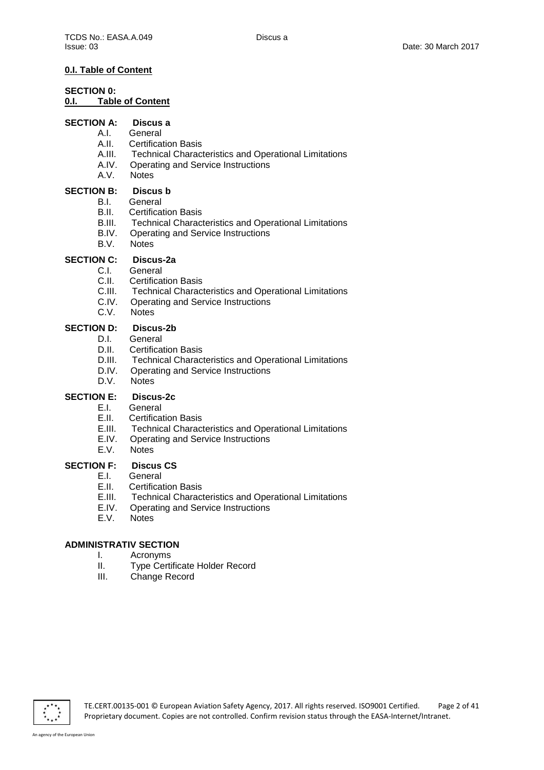**0.I. Table of Content**

**SECTION 0:**
**0.I. Table of Content**

**SECTION A: Discus a**
- A.I. General
- A.II. Certification Basis
- A.III. Technical Characteristics and Operational Limitations
- A.IV. Operating and Service Instructions
- A.V. Notes

**SECTION B: Discus b**
- B.I. General
- B.II. Certification Basis
- B.III. Technical Characteristics and Operational Limitations
- B.IV. Operating and Service Instructions
- B.V. Notes

**SECTION C: Discus-2a**
- C.I. General
- C.II. Certification Basis
- C.III. Technical Characteristics and Operational Limitations
- C.IV. Operating and Service Instructions
- C.V. Notes

**SECTION D: Discus-2b**
- D.I. General
- D.II. Certification Basis
- D.III. Technical Characteristics and Operational Limitations
- D.IV. Operating and Service Instructions
- D.V. Notes

**SECTION E: Discus-2c**
- E.I. General
- E.II. Certification Basis
- E.III. Technical Characteristics and Operational Limitations
- E.IV. Operating and Service Instructions
- E.V. Notes

**SECTION F: Discus CS**
- E.I. General
- E.II. Certification Basis
- E.III. Technical Characteristics and Operational Limitations
- E.IV. Operating and Service Instructions
- E.V. Notes

**ADMINISTRATIV SECTION**
- I. Acronyms
- II. Type Certificate Holder Record
- III. Change Record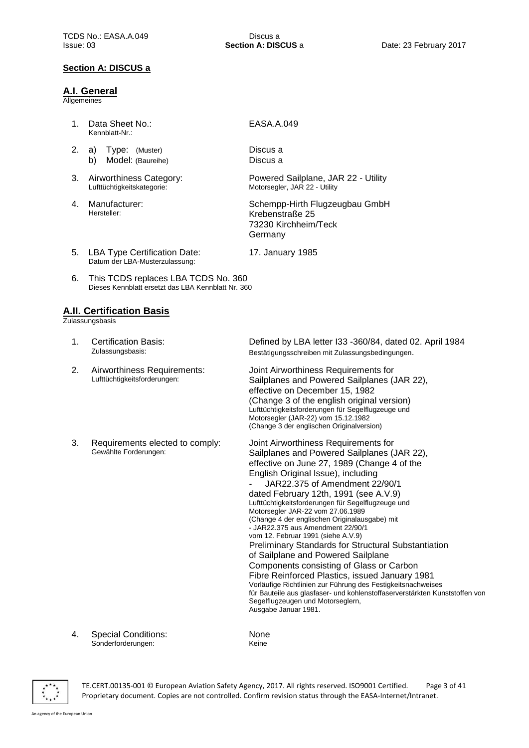## Section A: DISCUS a

### A.I. General

Allgemeines

1. Data Sheet No.: EASA.A.049
   Kennblatt-Nr.:

2. a) Type: (Muster) Discus a
   b) Model: (Baureihe) Discus a

3. Airworthiness Category: Powered Sailplane, JAR 22 - Utility
   Lufttüchtigkeitskategorie: Motorsegler, JAR 22 - Utility

4. Manufacturer: Schempp-Hirth Flugzeugbau GmbH
   Hersteller:
   Krebenstraße 25
   73230 Kirchheim/Teck
   Germany

5. LBA Type Certification Date: 17. January 1985
   Datum der LBA-Musterzulassung:

6. This TCDS replaces LBA TCDS No. 360
   Dieses Kennblatt ersetzt das LBA Kennblatt Nr. 360

### A.II. Certification Basis

Zulassungsbasis

1. Certification Basis: Defined by LBA letter I33 -360/84, dated 02. April 1984
   Zulassungsbasis: Bestätigungsschreiben mit Zulassungsbedingungen.

2. Airworthiness Requirements: Joint Airworthiness Requirements for Sailplanes and Powered Sailplanes (JAR 22), effective on December 15, 1982 (Change 3 of the english original version)
   Lufttüchtigkeitsforderungen: Lufttüchtigkeitsforderungen für Segelflugzeuge und Motorsegler (JAR-22) vom 15.12.1982 (Change 3 der englischen Originalversion)

3. Requirements elected to comply: Joint Airworthiness Requirements for Sailplanes and Powered Sailplanes (JAR 22), effective on June 27, 1989 (Change 4 of the English Original Issue), including
   - JAR22.375 of Amendment 22/90/1 dated February 12th, 1991 (see A.V.9)

   Gewählte Forderungen: Lufttüchtigkeitsforderungen für Segelflugzeuge und Motorsegler JAR-22 vom 27.06.1989 (Change 4 der englischen Originalausgabe) mit
   - JAR22.375 aus Amendment 22/90/1 vom 12. Februar 1991 (siehe A.V.9)

   Preliminary Standards for Structural Substantiation of Sailplane and Powered Sailplane Components consisting of Glass or Carbon Fibre Reinforced Plastics, issued January 1981
   Vorläufige Richtlinien zur Führung des Festigkeitsnachweises für Bauteile aus glasfaser- und kohlenstoffaserverstärkten Kunststoffen von Segelflugzeugen und Motorseglern, Ausgabe Januar 1981.

4. Special Conditions: None
   Sonderforderungen: Keine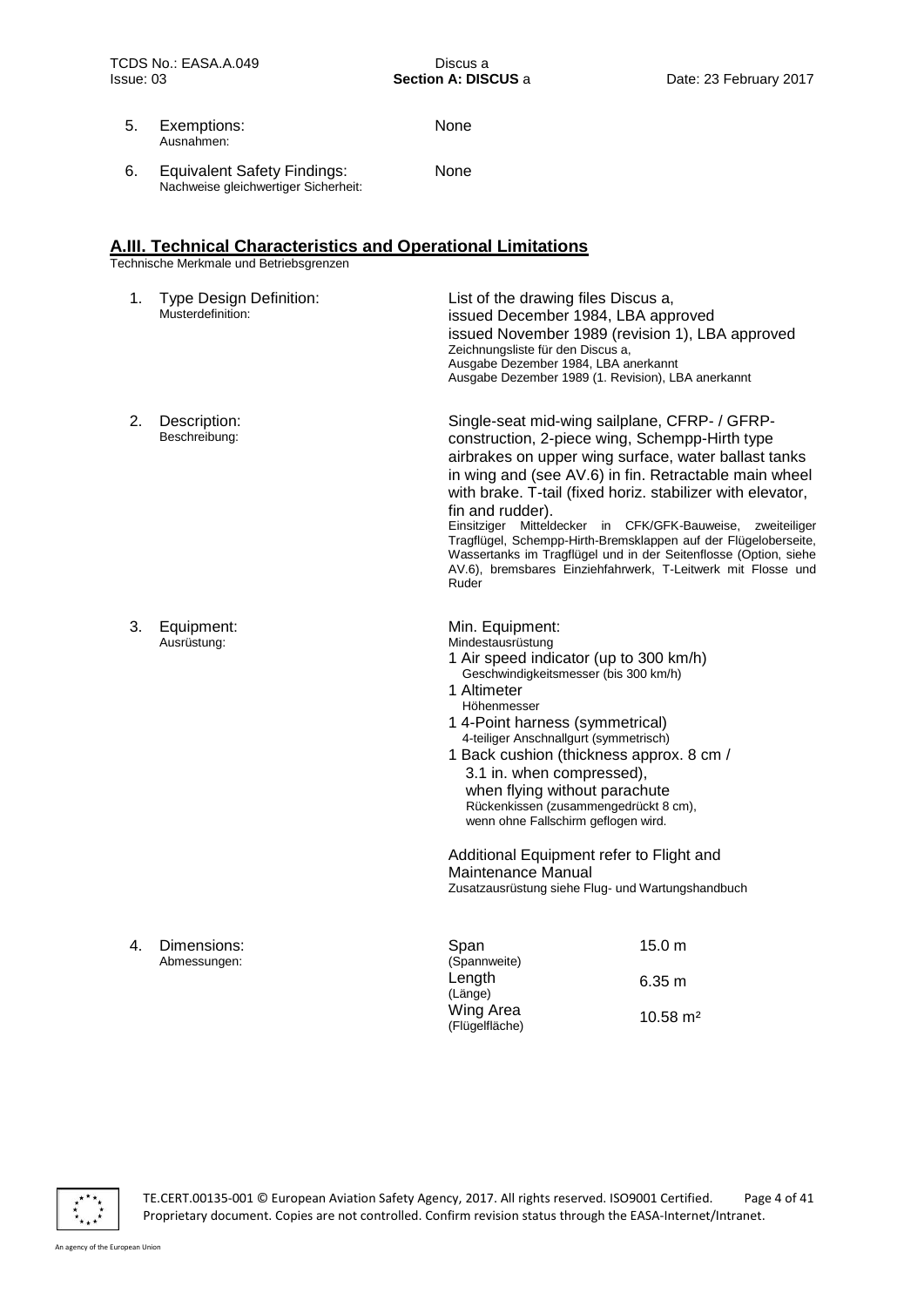5. Exemptions: None
   Ausnahmen:

6. Equivalent Safety Findings: None
   Nachweise gleichwertiger Sicherheit:

## A.III. Technical Characteristics and Operational Limitations

Technische Merkmale und Betriebsgrenzen

1. Type Design Definition:
   Musterdefinition:

   List of the drawing files Discus a,
   issued December 1984, LBA approved
   issued November 1989 (revision 1), LBA approved
   Zeichnungsliste für den Discus a,
   Ausgabe Dezember 1984, LBA anerkannt
   Ausgabe Dezember 1989 (1. Revision), LBA anerkannt

2. Description:
   Beschreibung:

   Single-seat mid-wing sailplane, CFRP- / GFRP-construction, 2-piece wing, Schempp-Hirth type airbrakes on upper wing surface, water ballast tanks in wing and (see AV.6) in fin. Retractable main wheel with brake. T-tail (fixed horiz. stabilizer with elevator, fin and rudder).
   Einsitziger Mitteldecker in CFK/GFK-Bauweise, zweiteiliger Tragflügel, Schempp-Hirth-Bremsklappen auf der Flügeloberseite, Wassertanks im Tragflügel und in der Seitenflosse (Option, siehe AV.6), bremsbares Einziehfahrwerk, T-Leitwerk mit Flosse und Ruder

3. Equipment:
   Ausrüstung:

   Min. Equipment:
   Mindestausrüstung
   1 Air speed indicator (up to 300 km/h)
   Geschwindigkeitsmesser (bis 300 km/h)
   1 Altimeter
   Höhenmesser
   1 4-Point harness (symmetrical)
   4-teiliger Anschnallgurt (symmetrisch)
   1 Back cushion (thickness approx. 8 cm / 3.1 in. when compressed), when flying without parachute
   Rückenkissen (zusammengedrückt 8 cm), wenn ohne Fallschirm geflogen wird.

   Additional Equipment refer to Flight and Maintenance Manual
   Zusatzausrüstung siehe Flug- und Wartungshandbuch

4. Dimensions:
   Abmessungen:

| | |
|---|---|
| Span (Spannweite) | 15.0 m |
| Length (Länge) | 6.35 m |
| Wing Area (Flügelfläche) | 10.58 m² |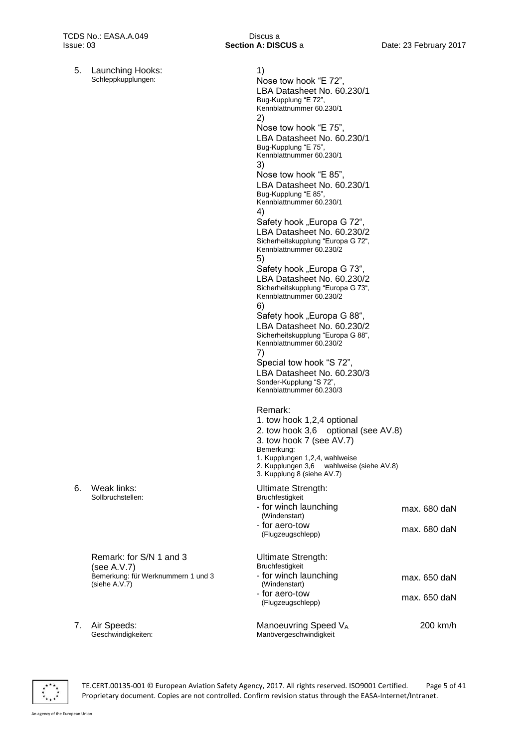5. Launching Hooks:
Schleppkupplungen:

1)
Nose tow hook "E 72",
LBA Datasheet No. 60.230/1
Bug-Kupplung "E 72",
Kennblattnummer 60.230/1

2)
Nose tow hook "E 75",
LBA Datasheet No. 60.230/1
Bug-Kupplung "E 75",
Kennblattnummer 60.230/1

3)
Nose tow hook "E 85",
LBA Datasheet No. 60.230/1
Bug-Kupplung "E 85",
Kennblattnummer 60.230/1

4)
Safety hook „Europa G 72",
LBA Datasheet No. 60.230/2
Sicherheitskupplung "Europa G 72",
Kennblattnummer 60.230/2

5)
Safety hook „Europa G 73",
LBA Datasheet No. 60.230/2
Sicherheitskupplung "Europa G 73",
Kennblattnummer 60.230/2

6)
Safety hook „Europa G 88",
LBA Datasheet No. 60.230/2
Sicherheitskupplung "Europa G 88",
Kennblattnummer 60.230/2

7)
Special tow hook "S 72",
LBA Datasheet No. 60.230/3
Sonder-Kupplung "S 72",
Kennblattnummer 60.230/3

Remark:
1. tow hook 1,2,4 optional
2. tow hook 3,6 optional (see AV.8)
3. tow hook 7 (see AV.7)

Bemerkung:
1. Kupplungen 1,2,4, wahlweise
2. Kupplungen 3,6 wahlweise (siehe AV.8)
3. Kupplung 8 (siehe AV.7)

6. Weak links:
Sollbruchstellen:

Ultimate Strength:
Bruchfestigkeit

| | |
|---|---|
| - for winch launching (Windenstart) | max. 680 daN |
| - for aero-tow (Flugzeugschlepp) | max. 680 daN |

Remark: for S/N 1 and 3 (see A.V.7)
Bemerkung: für Werknummern 1 und 3 (siehe A.V.7)

Ultimate Strength:
Bruchfestigkeit

| | |
|---|---|
| - for winch launching (Windenstart) | max. 650 daN |
| - for aero-tow (Flugzeugschlepp) | max. 650 daN |

7. Air Speeds:
Geschwindigkeiten:

| | |
|---|---|
| Manoeuvring Speed $V_A$ Manövergeschwindigkeit | 200 km/h |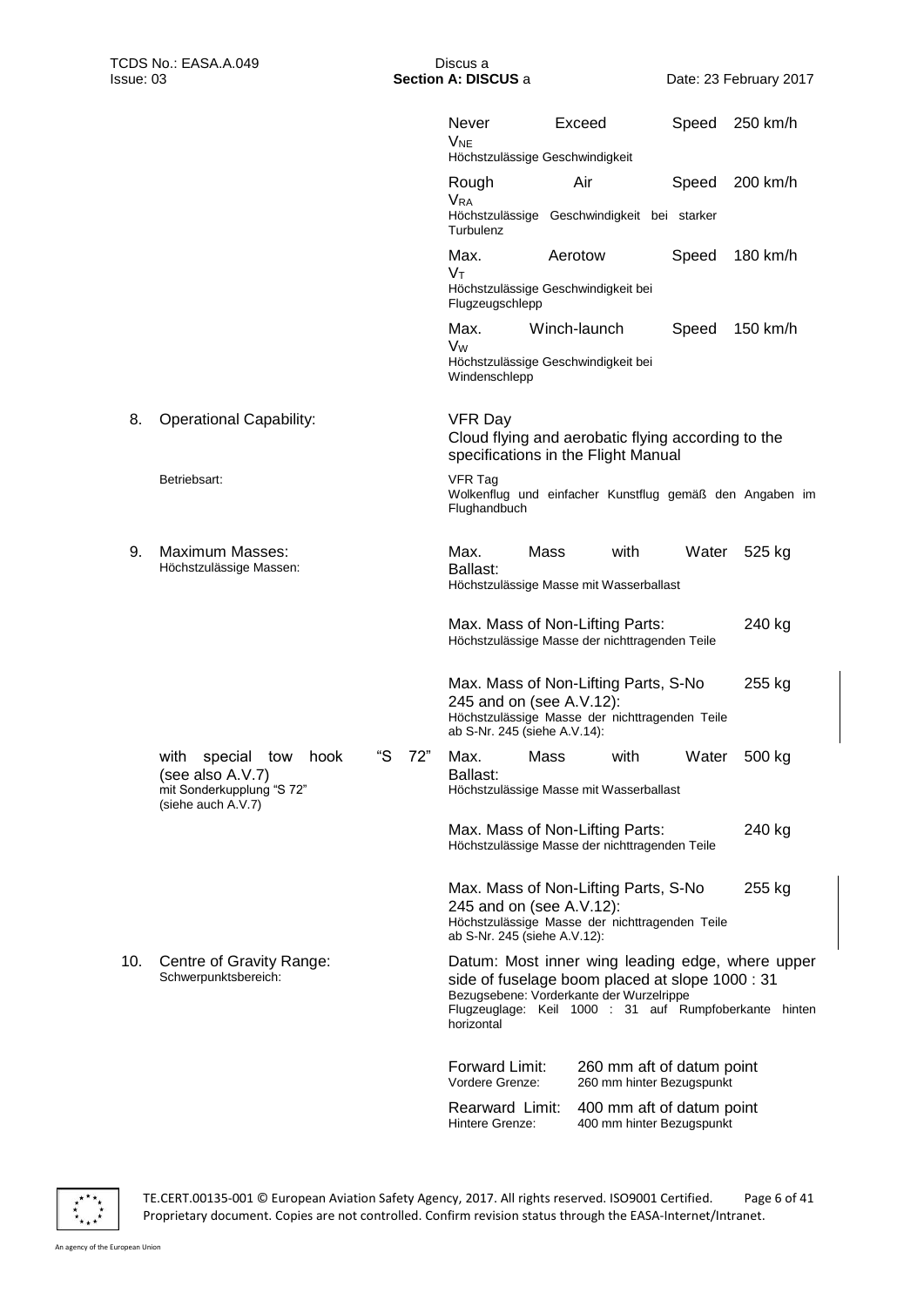| | | | |
|---|---|---|---|
| | | Never Exceed Speed $V_{NE}$<br>Höchstzulässige Geschwindigkeit | 250 km/h |
| | | Rough Air Speed $V_{RA}$<br>Höchstzulässige Geschwindigkeit bei starker Turbulenz | 200 km/h |
| | | Max. Aerotow Speed $V_T$<br>Höchstzulässige Geschwindigkeit bei Flugzeugschlepp | 180 km/h |
| | | Max. Winch-launch Speed $V_W$<br>Höchstzulässige Geschwindigkeit bei Windenschlepp | 150 km/h |
| 8. | Operational Capability: | VFR Day<br>Cloud flying and aerobatic flying according to the specifications in the Flight Manual | |
| | Betriebsart: | VFR Tag<br>Wolkenflug und einfacher Kunstflug gemäß den Angaben im Flughandbuch | |
| 9. | Maximum Masses:<br>Höchstzulässige Massen: | Max. Mass with Water Ballast:<br>Höchstzulässige Masse mit Wasserballast | 525 kg |
| | | Max. Mass of Non-Lifting Parts:<br>Höchstzulässige Masse der nichttragenden Teile | 240 kg |
| | | Max. Mass of Non-Lifting Parts, S-No 245 and on (see A.V.12):<br>Höchstzulässige Masse der nichttragenden Teile ab S-Nr. 245 (siehe A.V.14): | 255 kg |
| | with special tow hook "S 72" (see also A.V.7)<br>mit Sonderkupplung "S 72" (siehe auch A.V.7) | Max. Mass with Water Ballast:<br>Höchstzulässige Masse mit Wasserballast | 500 kg |
| | | Max. Mass of Non-Lifting Parts:<br>Höchstzulässige Masse der nichttragenden Teile | 240 kg |
| | | Max. Mass of Non-Lifting Parts, S-No 245 and on (see A.V.12):<br>Höchstzulässige Masse der nichttragenden Teile ab S-Nr. 245 (siehe A.V.12): | 255 kg |
| 10. | Centre of Gravity Range:<br>Schwerpunktsbereich: | Datum: Most inner wing leading edge, where upper side of fuselage boom placed at slope 1000 : 31<br>Bezugsebene: Vorderkante der Wurzelrippe<br>Flugzeuglage: Keil 1000 : 31 auf Rumpfoberkante hinten horizontal | |
| | | Forward Limit:<br>Vordere Grenze: | 260 mm aft of datum point<br>260 mm hinter Bezugspunkt |
| | | Rearward Limit:<br>Hintere Grenze: | 400 mm aft of datum point<br>400 mm hinter Bezugspunkt |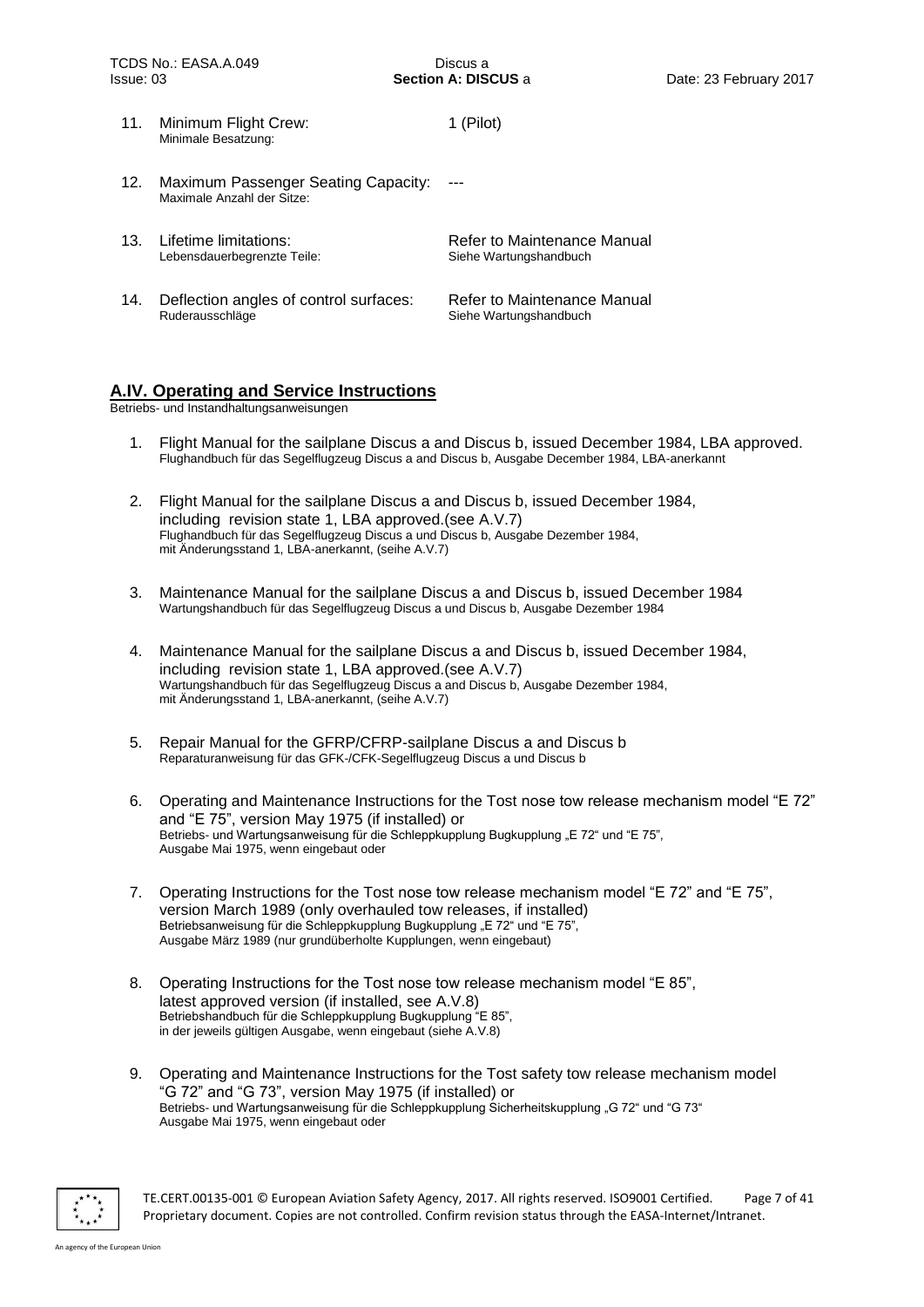11. Minimum Flight Crew: 1 (Pilot)
    Minimale Besatzung:

12. Maximum Passenger Seating Capacity: ---
    Maximale Anzahl der Sitze:

13. Lifetime limitations: Refer to Maintenance Manual
    Lebensdauerbegrenzte Teile: Siehe Wartungshandbuch

14. Deflection angles of control surfaces: Refer to Maintenance Manual
    Ruderausschläge Siehe Wartungshandbuch

## A.IV. Operating and Service Instructions

Betriebs- und Instandhaltungsanweisungen

1. Flight Manual for the sailplane Discus a and Discus b, issued December 1984, LBA approved.
   Flughandbuch für das Segelflugzeug Discus a and Discus b, Ausgabe December 1984, LBA-anerkannt

2. Flight Manual for the sailplane Discus a and Discus b, issued December 1984, including revision state 1, LBA approved.(see A.V.7)
   Flughandbuch für das Segelflugzeug Discus a und Discus b, Ausgabe Dezember 1984, mit Änderungsstand 1, LBA-anerkannt, (seihe A.V.7)

3. Maintenance Manual for the sailplane Discus a and Discus b, issued December 1984
   Wartungshandbuch für das Segelflugzeug Discus a und Discus b, Ausgabe Dezember 1984

4. Maintenance Manual for the sailplane Discus a and Discus b, issued December 1984, including revision state 1, LBA approved.(see A.V.7)
   Wartungshandbuch für das Segelflugzeug Discus a and Discus b, Ausgabe Dezember 1984, mit Änderungsstand 1, LBA-anerkannt, (seihe A.V.7)

5. Repair Manual for the GFRP/CFRP-sailplane Discus a and Discus b
   Reparaturanweisung für das GFK-/CFK-Segelflugzeug Discus a und Discus b

6. Operating and Maintenance Instructions for the Tost nose tow release mechanism model "E 72" and "E 75", version May 1975 (if installed) or
   Betriebs- und Wartungsanweisung für die Schleppkupplung Bugkupplung „E 72" und "E 75", Ausgabe Mai 1975, wenn eingebaut oder

7. Operating Instructions for the Tost nose tow release mechanism model "E 72" and "E 75", version March 1989 (only overhauled tow releases, if installed)
   Betriebsanweisung für die Schleppkupplung Bugkupplung „E 72" und "E 75", Ausgabe März 1989 (nur grundüberholte Kupplungen, wenn eingebaut)

8. Operating Instructions for the Tost nose tow release mechanism model "E 85", latest approved version (if installed, see A.V.8)
   Betriebshandbuch für die Schleppkupplung Bugkupplung "E 85", in der jeweils gültigen Ausgabe, wenn eingebaut (siehe A.V.8)

9. Operating and Maintenance Instructions for the Tost safety tow release mechanism model "G 72" and "G 73", version May 1975 (if installed) or
   Betriebs- und Wartungsanweisung für die Schleppkupplung Sicherheitskupplung „G 72" und "G 73" Ausgabe Mai 1975, wenn eingebaut oder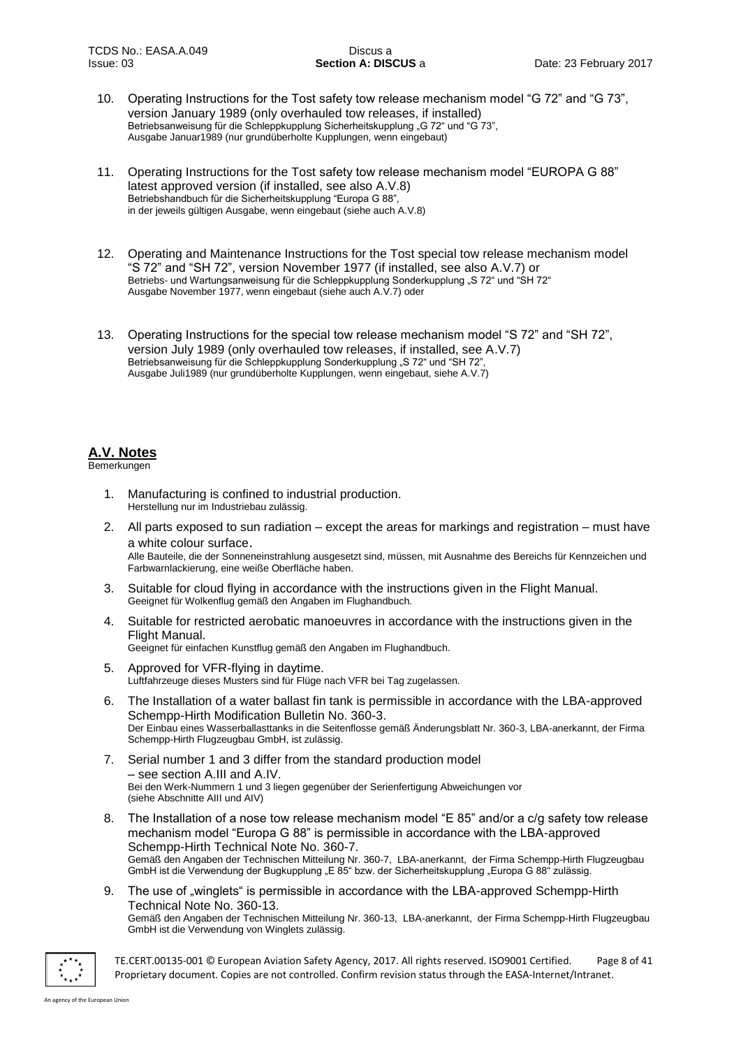10. Operating Instructions for the Tost safety tow release mechanism model "G 72" and "G 73", version January 1989 (only overhauled tow releases, if installed)
    Betriebsanweisung für die Schleppkupplung Sicherheitskupplung „G 72“ und "G 73", Ausgabe Januar1989 (nur grundüberholte Kupplungen, wenn eingebaut)

11. Operating Instructions for the Tost safety tow release mechanism model "EUROPA G 88" latest approved version (if installed, see also A.V.8)
    Betriebshandbuch für die Sicherheitskupplung "Europa G 88", in der jeweils gültigen Ausgabe, wenn eingebaut (siehe auch A.V.8)

12. Operating and Maintenance Instructions for the Tost special tow release mechanism model "S 72" and "SH 72", version November 1977 (if installed, see also A.V.7) or
    Betriebs- und Wartungsanweisung für die Schleppkupplung Sonderkupplung „S 72“ und "SH 72“ Ausgabe November 1977, wenn eingebaut (siehe auch A.V.7) oder

13. Operating Instructions for the special tow release mechanism model "S 72" and "SH 72", version July 1989 (only overhauled tow releases, if installed, see A.V.7)
    Betriebsanweisung für die Schleppkupplung Sonderkupplung „S 72“ und "SH 72", Ausgabe Juli1989 (nur grundüberholte Kupplungen, wenn eingebaut, siehe A.V.7)

## A.V. Notes

Bemerkungen

1. Manufacturing is confined to industrial production.
   Herstellung nur im Industriebau zulässig.
2. All parts exposed to sun radiation – except the areas for markings and registration – must have a white colour surface.
   Alle Bauteile, die der Sonneneinstrahlung ausgesetzt sind, müssen, mit Ausnahme des Bereichs für Kennzeichen und Farbwarnlackierung, eine weiße Oberfläche haben.
3. Suitable for cloud flying in accordance with the instructions given in the Flight Manual.
   Geeignet für Wolkenflug gemäß den Angaben im Flughandbuch.
4. Suitable for restricted aerobatic manoeuvres in accordance with the instructions given in the Flight Manual.
   Geeignet für einfachen Kunstflug gemäß den Angaben im Flughandbuch.
5. Approved for VFR-flying in daytime.
   Luftfahrzeuge dieses Musters sind für Flüge nach VFR bei Tag zugelassen.
6. The Installation of a water ballast fin tank is permissible in accordance with the LBA-approved Schempp-Hirth Modification Bulletin No. 360-3.
   Der Einbau eines Wasserballasttanks in die Seitenflosse gemäß Änderungsblatt Nr. 360-3, LBA-anerkannt, der Firma Schempp-Hirth Flugzeugbau GmbH, ist zulässig.
7. Serial number 1 and 3 differ from the standard production model – see section A.III and A.IV.
   Bei den Werk-Nummern 1 und 3 liegen gegenüber der Serienfertigung Abweichungen vor (siehe Abschnitte AIII und AIV)
8. The Installation of a nose tow release mechanism model "E 85" and/or a c/g safety tow release mechanism model "Europa G 88" is permissible in accordance with the LBA-approved Schempp-Hirth Technical Note No. 360-7.
   Gemäß den Angaben der Technischen Mitteilung Nr. 360-7, LBA-anerkannt, der Firma Schempp-Hirth Flugzeugbau GmbH ist die Verwendung der Bugkupplung „E 85“ bzw. der Sicherheitskupplung „Europa G 88“ zulässig.
9. The use of „winglets“ is permissible in accordance with the LBA-approved Schempp-Hirth Technical Note No. 360-13.
   Gemäß den Angaben der Technischen Mitteilung Nr. 360-13, LBA-anerkannt, der Firma Schempp-Hirth Flugzeugbau GmbH ist die Verwendung von Winglets zulässig.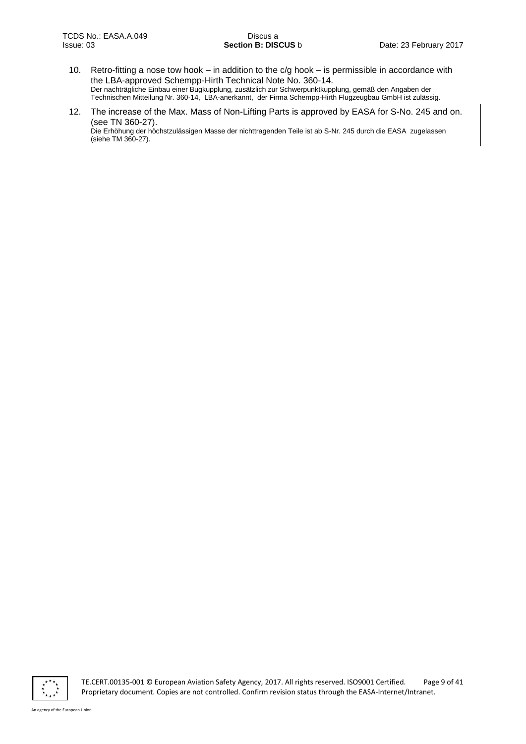10. Retro-fitting a nose tow hook – in addition to the c/g hook – is permissible in accordance with the LBA-approved Schempp-Hirth Technical Note No. 360-14.
    Der nachträgliche Einbau einer Bugkupplung, zusätzlich zur Schwerpunktkupplung, gemäß den Angaben der Technischen Mitteilung Nr. 360-14, LBA-anerkannt, der Firma Schempp-Hirth Flugzeugbau GmbH ist zulässig.

12. The increase of the Max. Mass of Non-Lifting Parts is approved by EASA for S-No. 245 and on. (see TN 360-27).
    Die Erhöhung der höchstzulässigen Masse der nichttragenden Teile ist ab S-Nr. 245 durch die EASA zugelassen (siehe TM 360-27).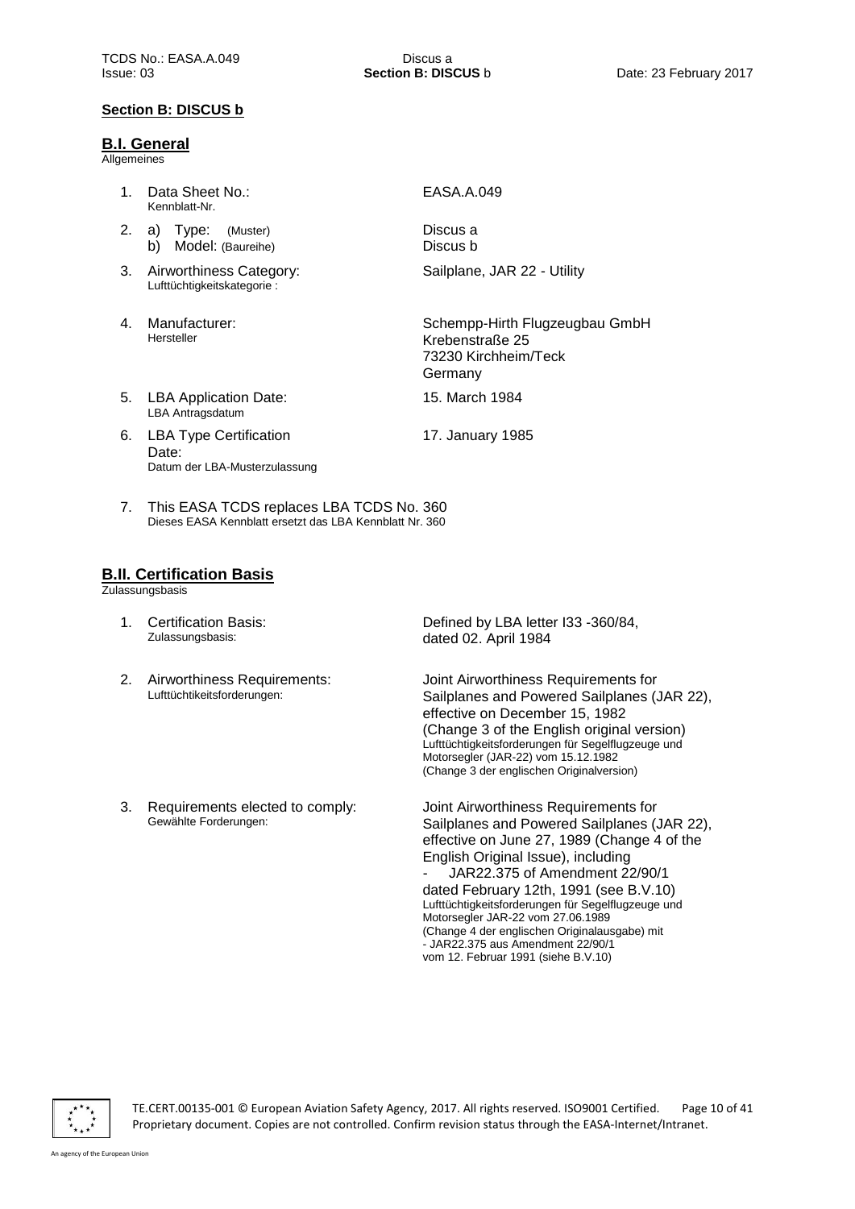## Section B: DISCUS b

### B.I. General

Allgemeines

| | | |
|---|---|---|
| 1. | Data Sheet No.:<br>Kennblatt-Nr. | EASA.A.049 |
| 2. | a) Type: (Muster)<br>b) Model: (Baureihe) | Discus a<br>Discus b |
| 3. | Airworthiness Category:<br>Lufttüchtigkeitskategorie : | Sailplane, JAR 22 - Utility |
| 4. | Manufacturer:<br>Hersteller | Schempp-Hirth Flugzeugbau GmbH<br>Krebenstraße 25<br>73230 Kirchheim/Teck<br>Germany |
| 5. | LBA Application Date:<br>LBA Antragsdatum | 15. March 1984 |
| 6. | LBA Type Certification Date:<br>Datum der LBA-Musterzulassung | 17. January 1985 |

7. This EASA TCDS replaces LBA TCDS No. 360
   Dieses EASA Kennblatt ersetzt das LBA Kennblatt Nr. 360

### B.II. Certification Basis

Zulassungsbasis

| | | |
|---|---|---|
| 1. | Certification Basis:<br>Zulassungsbasis: | Defined by LBA letter I33 -360/84, dated 02. April 1984 |
| 2. | Airworthiness Requirements:<br>Lufttüchtikeitsforderungen: | Joint Airworthiness Requirements for Sailplanes and Powered Sailplanes (JAR 22), effective on December 15, 1982 (Change 3 of the English original version)<br>Lufttüchtigkeitsforderungen für Segelflugzeuge und Motorsegler (JAR-22) vom 15.12.1982 (Change 3 der englischen Originalversion) |
| 3. | Requirements elected to comply:<br>Gewählte Forderungen: | Joint Airworthiness Requirements for Sailplanes and Powered Sailplanes (JAR 22), effective on June 27, 1989 (Change 4 of the English Original Issue), including<br>- JAR22.375 of Amendment 22/90/1 dated February 12th, 1991 (see B.V.10)<br>Lufttüchtigkeitsforderungen für Segelflugzeuge und Motorsegler JAR-22 vom 27.06.1989 (Change 4 der englischen Originalausgabe) mit<br>- JAR22.375 aus Amendment 22/90/1 vom 12. Februar 1991 (siehe B.V.10) |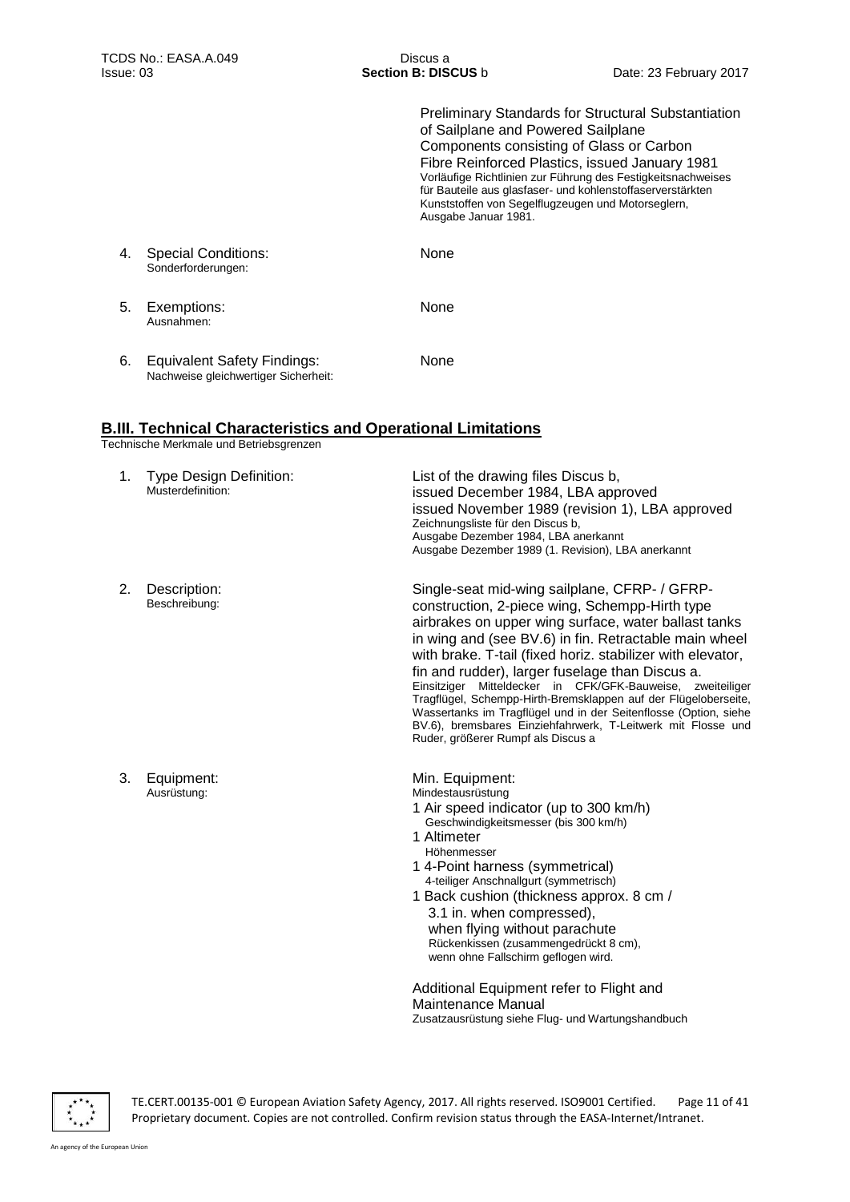Preliminary Standards for Structural Substantiation of Sailplane and Powered Sailplane Components consisting of Glass or Carbon Fibre Reinforced Plastics, issued January 1981
Vorläufige Richtlinien zur Führung des Festigkeitsnachweises für Bauteile aus glasfaser- und kohlenstoffaserverstärkten Kunststoffen von Segelflugzeugen und Motorseglern, Ausgabe Januar 1981.

| | | |
|---|---|---|
| 4. | Special Conditions:<br>Sonderforderungen: | None |
| 5. | Exemptions:<br>Ausnahmen: | None |
| 6. | Equivalent Safety Findings:<br>Nachweise gleichwertiger Sicherheit: | None |

## B.III. Technical Characteristics and Operational Limitations

Technische Merkmale und Betriebsgrenzen

| | | |
|---|---|---|
| 1. | Type Design Definition:<br>Musterdefinition: | List of the drawing files Discus b,<br>issued December 1984, LBA approved<br>issued November 1989 (revision 1), LBA approved<br>Zeichnungsliste für den Discus b,<br>Ausgabe Dezember 1984, LBA anerkannt<br>Ausgabe Dezember 1989 (1. Revision), LBA anerkannt |
| 2. | Description:<br>Beschreibung: | Single-seat mid-wing sailplane, CFRP- / GFRP-construction, 2-piece wing, Schempp-Hirth type airbrakes on upper wing surface, water ballast tanks in wing and (see BV.6) in fin. Retractable main wheel with brake. T-tail (fixed horiz. stabilizer with elevator, fin and rudder), larger fuselage than Discus a.<br>Einsitziger Mitteldecker in CFK/GFK-Bauweise, zweiteiliger Tragflügel, Schempp-Hirth-Bremsklappen auf der Flügeloberseite, Wassertanks im Tragflügel und in der Seitenflosse (Option, siehe BV.6), bremsbares Einziehfahrwerk, T-Leitwerk mit Flosse und Ruder, größerer Rumpf als Discus a |
| 3. | Equipment:<br>Ausrüstung: | Min. Equipment:<br>Mindestausrüstung<br>1 Air speed indicator (up to 300 km/h)<br>Geschwindigkeitsmesser (bis 300 km/h)<br>1 Altimeter<br>Höhenmesser<br>1 4-Point harness (symmetrical)<br>4-teiliger Anschnallgurt (symmetrisch)<br>1 Back cushion (thickness approx. 8 cm / 3.1 in. when compressed), when flying without parachute<br>Rückenkissen (zusammengedrückt 8 cm), wenn ohne Fallschirm geflogen wird.<br><br>Additional Equipment refer to Flight and Maintenance Manual<br>Zusatzausrüstung siehe Flug- und Wartungshandbuch |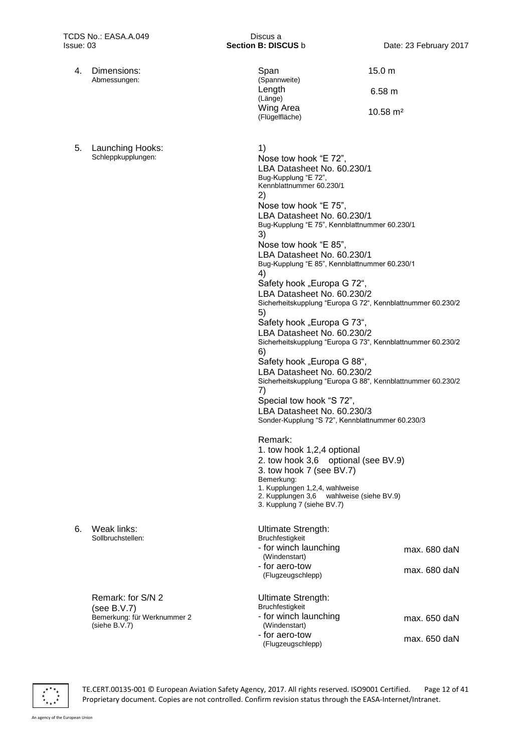4. Dimensions:
   Abmessungen:

| | |
|---|---|
| Span (Spannweite) | 15.0 m |
| Length (Länge) | 6.58 m |
| Wing Area (Flügelfläche) | 10.58 m² |

5. Launching Hooks:
   Schleppkupplungen:

1) Nose tow hook "E 72", LBA Datasheet No. 60.230/1
   Bug-Kupplung "E 72", Kennblattnummer 60.230/1
2) Nose tow hook "E 75", LBA Datasheet No. 60.230/1
   Bug-Kupplung "E 75", Kennblattnummer 60.230/1
3) Nose tow hook "E 85", LBA Datasheet No. 60.230/1
   Bug-Kupplung "E 85", Kennblattnummer 60.230/1
4) Safety hook „Europa G 72", LBA Datasheet No. 60.230/2
   Sicherheitskupplung "Europa G 72", Kennblattnummer 60.230/2
5) Safety hook „Europa G 73", LBA Datasheet No. 60.230/2
   Sicherheitskupplung "Europa G 73", Kennblattnummer 60.230/2
6) Safety hook „Europa G 88", LBA Datasheet No. 60.230/2
   Sicherheitskupplung "Europa G 88", Kennblattnummer 60.230/2
7) Special tow hook "S 72", LBA Datasheet No. 60.230/3
   Sonder-Kupplung "S 72", Kennblattnummer 60.230/3

Remark:
1. tow hook 1,2,4 optional
2. tow hook 3,6 optional (see BV.9)
3. tow hook 7 (see BV.7)

Bemerkung:
1. Kupplungen 1,2,4, wahlweise
2. Kupplungen 3,6 wahlweise (siehe BV.9)
3. Kupplung 7 (siehe BV.7)

6. Weak links:
   Sollbruchstellen:

Ultimate Strength:
Bruchfestigkeit

| | |
|---|---|
| - for winch launching (Windenstart) | max. 680 daN |
| - for aero-tow (Flugzeugschlepp) | max. 680 daN |

Remark: for S/N 2 (see B.V.7)
Bemerkung: für Werknummer 2 (siehe B.V.7)

Ultimate Strength:
Bruchfestigkeit

| | |
|---|---|
| - for winch launching (Windenstart) | max. 650 daN |
| - for aero-tow (Flugzeugschlepp) | max. 650 daN |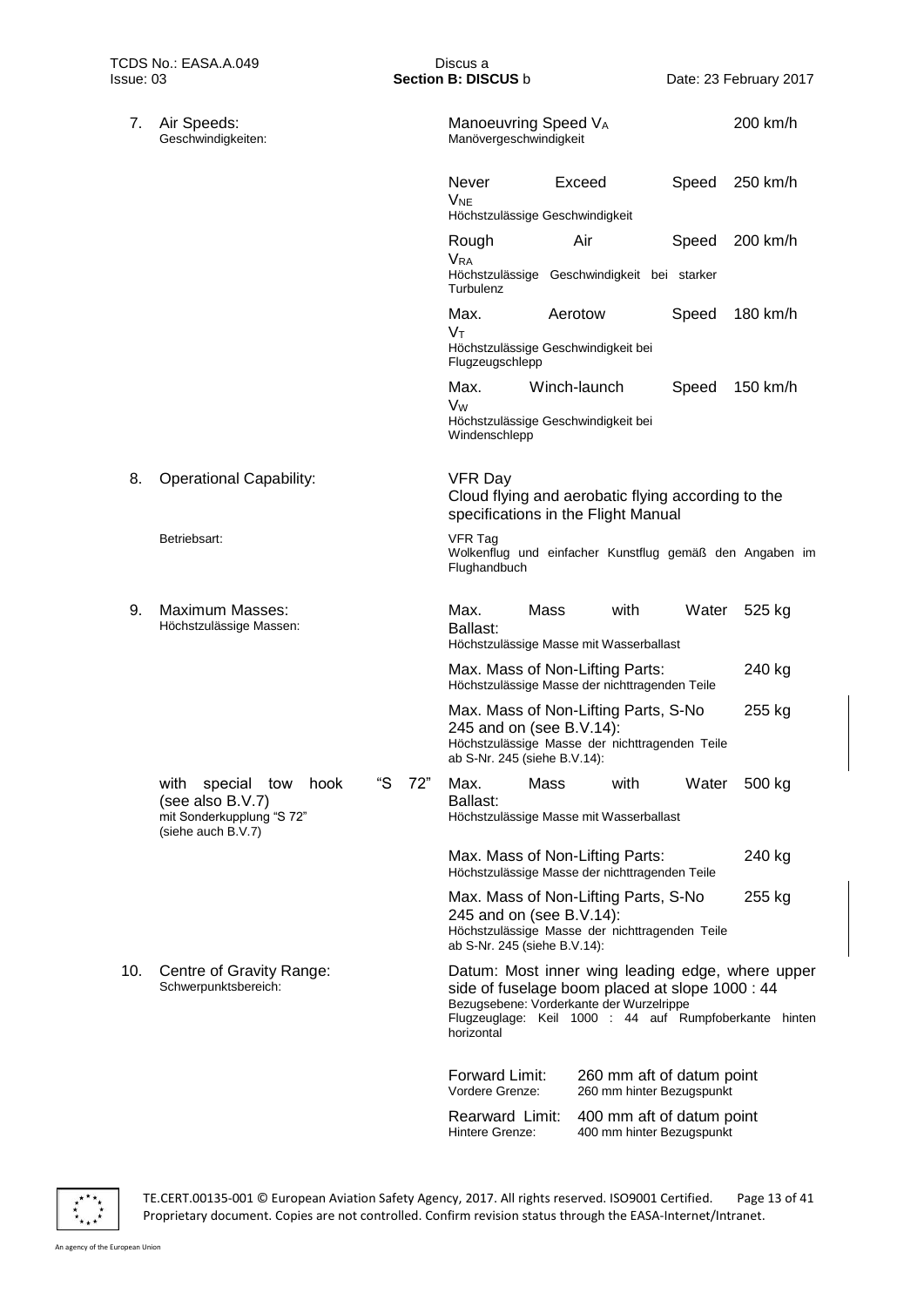7. Air Speeds:
Geschwindigkeiten:

| | |
|---|---|
| Manoeuvring Speed $V_A$<br>Manövergeschwindigkeit | 200 km/h |
| Never Exceed Speed $V_{NE}$<br>Höchstzulässige Geschwindigkeit | 250 km/h |
| Rough Air Speed $V_{RA}$<br>Höchstzulässige Geschwindigkeit bei starker Turbulenz | 200 km/h |
| Max. Aerotow Speed $V_T$<br>Höchstzulässige Geschwindigkeit bei Flugzeugschlepp | 180 km/h |
| Max. Winch-launch Speed $V_W$<br>Höchstzulässige Geschwindigkeit bei Windenschlepp | 150 km/h |

8. Operational Capability:

VFR Day
Cloud flying and aerobatic flying according to the specifications in the Flight Manual

Betriebsart:

VFR Tag
Wolkenflug und einfacher Kunstflug gemäß den Angaben im Flughandbuch

9. Maximum Masses:
Höchstzulässige Massen:

| | |
|---|---|
| Max. Mass with Water Ballast:<br>Höchstzulässige Masse mit Wasserballast | 525 kg |
| Max. Mass of Non-Lifting Parts:<br>Höchstzulässige Masse der nichttragenden Teile | 240 kg |
| Max. Mass of Non-Lifting Parts, S-No 245 and on (see B.V.14):<br>Höchstzulässige Masse der nichttragenden Teile ab S-Nr. 245 (siehe B.V.14): | 255 kg |

with special tow hook "S 72" (see also B.V.7)
mit Sonderkupplung "S 72" (siehe auch B.V.7)

| | |
|---|---|
| Max. Mass with Water Ballast:<br>Höchstzulässige Masse mit Wasserballast | 500 kg |
| Max. Mass of Non-Lifting Parts:<br>Höchstzulässige Masse der nichttragenden Teile | 240 kg |
| Max. Mass of Non-Lifting Parts, S-No 245 and on (see B.V.14):<br>Höchstzulässige Masse der nichttragenden Teile ab S-Nr. 245 (siehe B.V.14): | 255 kg |

10. Centre of Gravity Range:
Schwerpunktsbereich:

Datum: Most inner wing leading edge, where upper side of fuselage boom placed at slope 1000 : 44
Bezugsebene: Vorderkante der Wurzelrippe
Flugzeuglage: Keil 1000 : 44 auf Rumpfoberkante hinten horizontal

| | |
|---|---|
| Forward Limit:<br>Vordere Grenze: | 260 mm aft of datum point<br>260 mm hinter Bezugspunkt |
| Rearward Limit:<br>Hintere Grenze: | 400 mm aft of datum point<br>400 mm hinter Bezugspunkt |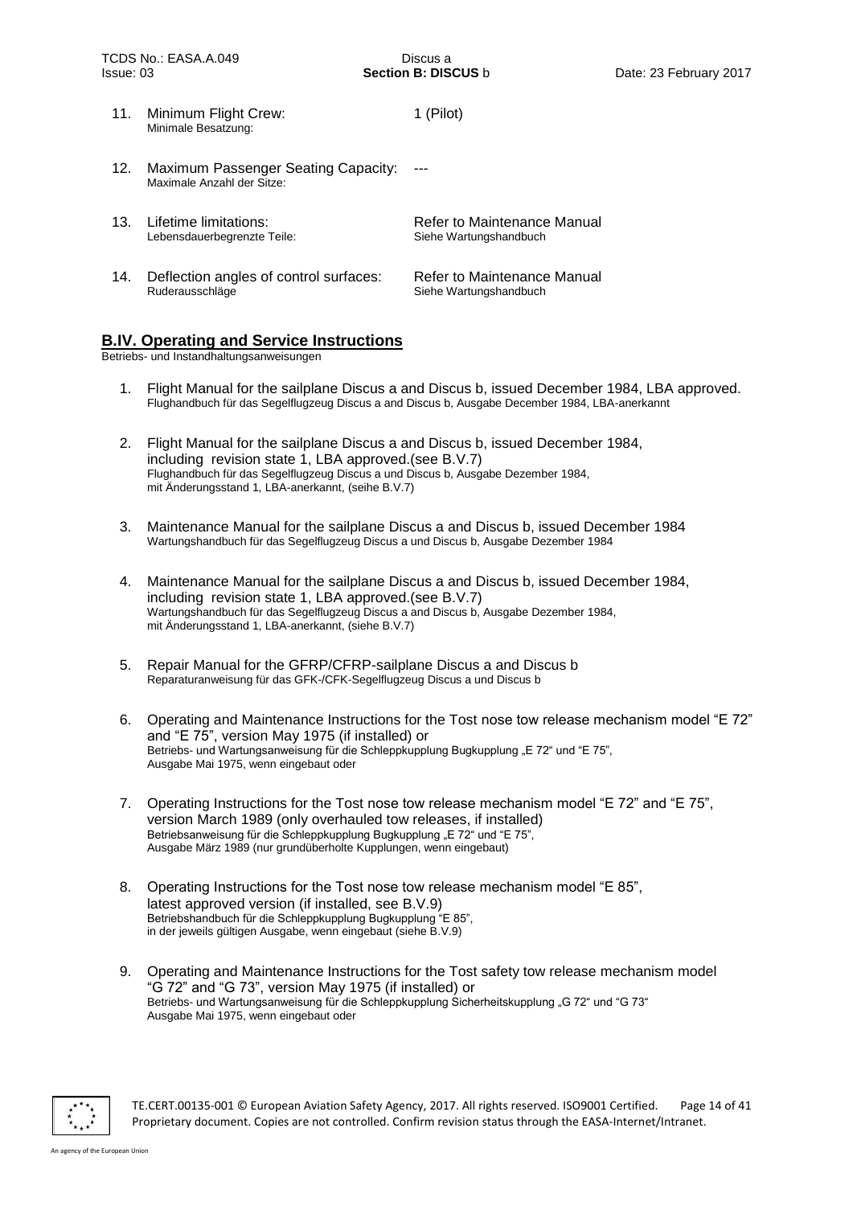11. Minimum Flight Crew: 1 (Pilot)
    Minimale Besatzung:

12. Maximum Passenger Seating Capacity: ---
    Maximale Anzahl der Sitze:

13. Lifetime limitations: Refer to Maintenance Manual
    Lebensdauerbegrenzte Teile: Siehe Wartungshandbuch

14. Deflection angles of control surfaces: Refer to Maintenance Manual
    Ruderausschläge Siehe Wartungshandbuch

## B.IV. Operating and Service Instructions

Betriebs- und Instandhaltungsanweisungen

1. Flight Manual for the sailplane Discus a and Discus b, issued December 1984, LBA approved.
   Flughandbuch für das Segelflugzeug Discus a and Discus b, Ausgabe December 1984, LBA-anerkannt

2. Flight Manual for the sailplane Discus a and Discus b, issued December 1984, including revision state 1, LBA approved.(see B.V.7)
   Flughandbuch für das Segelflugzeug Discus a und Discus b, Ausgabe Dezember 1984, mit Änderungsstand 1, LBA-anerkannt, (seihe B.V.7)

3. Maintenance Manual for the sailplane Discus a and Discus b, issued December 1984
   Wartungshandbuch für das Segelflugzeug Discus a und Discus b, Ausgabe Dezember 1984

4. Maintenance Manual for the sailplane Discus a and Discus b, issued December 1984, including revision state 1, LBA approved.(see B.V.7)
   Wartungshandbuch für das Segelflugzeug Discus a and Discus b, Ausgabe Dezember 1984, mit Änderungsstand 1, LBA-anerkannt, (siehe B.V.7)

5. Repair Manual for the GFRP/CFRP-sailplane Discus a and Discus b
   Reparaturanweisung für das GFK-/CFK-Segelflugzeug Discus a und Discus b

6. Operating and Maintenance Instructions for the Tost nose tow release mechanism model "E 72" and "E 75", version May 1975 (if installed) or
   Betriebs- und Wartungsanweisung für die Schleppkupplung Bugkupplung „E 72" und "E 75", Ausgabe Mai 1975, wenn eingebaut oder

7. Operating Instructions for the Tost nose tow release mechanism model "E 72" and "E 75", version March 1989 (only overhauled tow releases, if installed)
   Betriebsanweisung für die Schleppkupplung Bugkupplung „E 72" und "E 75", Ausgabe März 1989 (nur grundüberholte Kupplungen, wenn eingebaut)

8. Operating Instructions for the Tost nose tow release mechanism model "E 85", latest approved version (if installed, see B.V.9)
   Betriebshandbuch für die Schleppkupplung Bugkupplung "E 85", in der jeweils gültigen Ausgabe, wenn eingebaut (siehe B.V.9)

9. Operating and Maintenance Instructions for the Tost safety tow release mechanism model "G 72" and "G 73", version May 1975 (if installed) or
   Betriebs- und Wartungsanweisung für die Schleppkupplung Sicherheitskupplung „G 72" und "G 73" Ausgabe Mai 1975, wenn eingebaut oder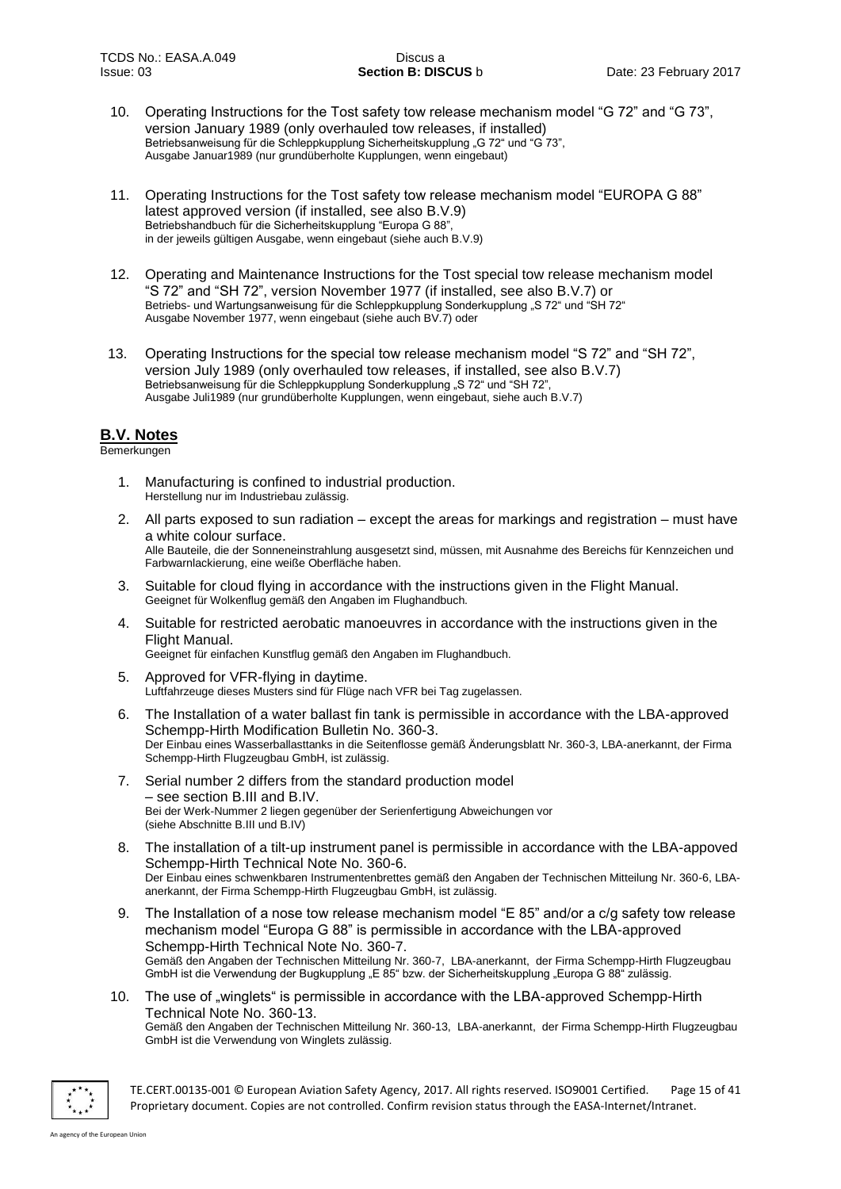10. Operating Instructions for the Tost safety tow release mechanism model "G 72" and "G 73", version January 1989 (only overhauled tow releases, if installed)
    Betriebsanweisung für die Schleppkupplung Sicherheitskupplung „G 72" und "G 73", Ausgabe Januar1989 (nur grundüberholte Kupplungen, wenn eingebaut)

11. Operating Instructions for the Tost safety tow release mechanism model "EUROPA G 88" latest approved version (if installed, see also B.V.9)
    Betriebshandbuch für die Sicherheitskupplung "Europa G 88", in der jeweils gültigen Ausgabe, wenn eingebaut (siehe auch B.V.9)

12. Operating and Maintenance Instructions for the Tost special tow release mechanism model "S 72" and "SH 72", version November 1977 (if installed, see also B.V.7) or
    Betriebs- und Wartungsanweisung für die Schleppkupplung Sonderkupplung „S 72" und "SH 72" Ausgabe November 1977, wenn eingebaut (siehe auch BV.7) oder

13. Operating Instructions for the special tow release mechanism model "S 72" and "SH 72", version July 1989 (only overhauled tow releases, if installed, see also B.V.7)
    Betriebsanweisung für die Schleppkupplung Sonderkupplung „S 72" und "SH 72", Ausgabe Juli1989 (nur grundüberholte Kupplungen, wenn eingebaut, siehe auch B.V.7)

## B.V. Notes

Bemerkungen

1. Manufacturing is confined to industrial production.
   Herstellung nur im Industriebau zulässig.

2. All parts exposed to sun radiation – except the areas for markings and registration – must have a white colour surface.
   Alle Bauteile, die der Sonneneinstrahlung ausgesetzt sind, müssen, mit Ausnahme des Bereichs für Kennzeichen und Farbwarnlackierung, eine weiße Oberfläche haben.

3. Suitable for cloud flying in accordance with the instructions given in the Flight Manual.
   Geeignet für Wolkenflug gemäß den Angaben im Flughandbuch.

4. Suitable for restricted aerobatic manoeuvres in accordance with the instructions given in the Flight Manual.
   Geeignet für einfachen Kunstflug gemäß den Angaben im Flughandbuch.

5. Approved for VFR-flying in daytime.
   Luftfahrzeuge dieses Musters sind für Flüge nach VFR bei Tag zugelassen.

6. The Installation of a water ballast fin tank is permissible in accordance with the LBA-approved Schempp-Hirth Modification Bulletin No. 360-3.
   Der Einbau eines Wasserballasttanks in die Seitenflosse gemäß Änderungsblatt Nr. 360-3, LBA-anerkannt, der Firma Schempp-Hirth Flugzeugbau GmbH, ist zulässig.

7. Serial number 2 differs from the standard production model – see section B.III and B.IV.
   Bei der Werk-Nummer 2 liegen gegenüber der Serienfertigung Abweichungen vor (siehe Abschnitte B.III und B.IV)

8. The installation of a tilt-up instrument panel is permissible in accordance with the LBA-appoved Schempp-Hirth Technical Note No. 360-6.
   Der Einbau eines schwenkbaren Instrumentenbrettes gemäß den Angaben der Technischen Mitteilung Nr. 360-6, LBA-anerkannt, der Firma Schempp-Hirth Flugzeugbau GmbH, ist zulässig.

9. The Installation of a nose tow release mechanism model "E 85" and/or a c/g safety tow release mechanism model "Europa G 88" is permissible in accordance with the LBA-approved Schempp-Hirth Technical Note No. 360-7.
   Gemäß den Angaben der Technischen Mitteilung Nr. 360-7, LBA-anerkannt, der Firma Schempp-Hirth Flugzeugbau GmbH ist die Verwendung der Bugkupplung „E 85" bzw. der Sicherheitskupplung „Europa G 88" zulässig.

10. The use of „winglets" is permissible in accordance with the LBA-approved Schempp-Hirth Technical Note No. 360-13.
    Gemäß den Angaben der Technischen Mitteilung Nr. 360-13, LBA-anerkannt, der Firma Schempp-Hirth Flugzeugbau GmbH ist die Verwendung von Winglets zulässig.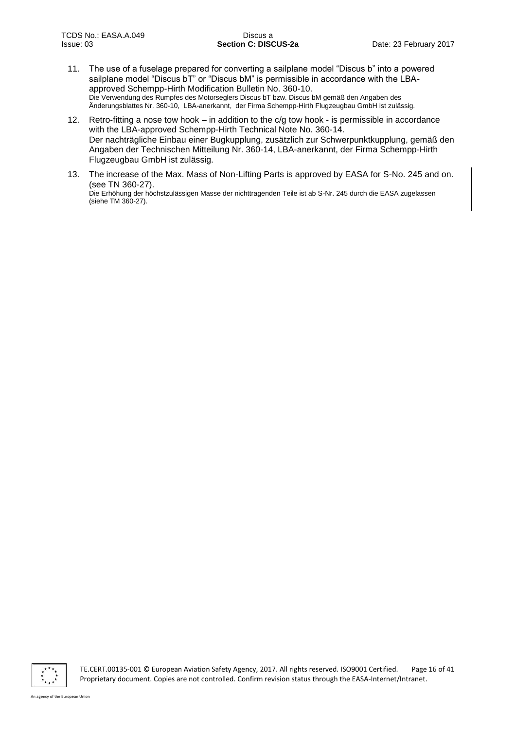11. The use of a fuselage prepared for converting a sailplane model "Discus b" into a powered sailplane model "Discus bT" or "Discus bM" is permissible in accordance with the LBA-approved Schempp-Hirth Modification Bulletin No. 360-10.
    Die Verwendung des Rumpfes des Motorseglers Discus bT bzw. Discus bM gemäß den Angaben des Änderungsblattes Nr. 360-10, LBA-anerkannt, der Firma Schempp-Hirth Flugzeugbau GmbH ist zulässig.

12. Retro-fitting a nose tow hook – in addition to the c/g tow hook - is permissible in accordance with the LBA-approved Schempp-Hirth Technical Note No. 360-14.
    Der nachträgliche Einbau einer Bugkupplung, zusätzlich zur Schwerpunktkupplung, gemäß den Angaben der Technischen Mitteilung Nr. 360-14, LBA-anerkannt, der Firma Schempp-Hirth Flugzeugbau GmbH ist zulässig.

13. The increase of the Max. Mass of Non-Lifting Parts is approved by EASA for S-No. 245 and on. (see TN 360-27).
    Die Erhöhung der höchstzulässigen Masse der nichttragenden Teile ist ab S-Nr. 245 durch die EASA zugelassen (siehe TM 360-27).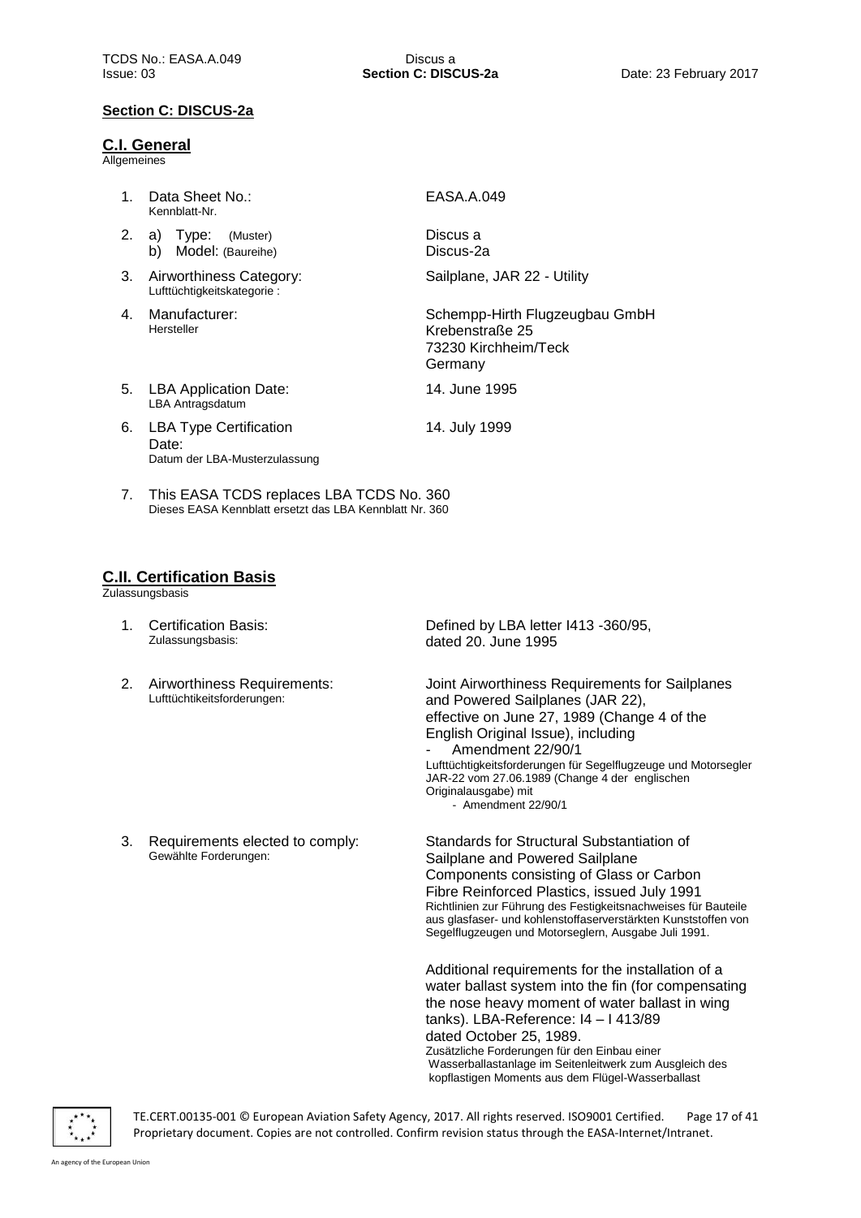## Section C: DISCUS-2a

### C.I. General

Allgemeines

| | | |
|---|---|---|
| 1. | Data Sheet No.:<br>Kennblatt-Nr. | EASA.A.049 |
| 2. | a) Type: (Muster)<br>b) Model: (Baureihe) | Discus a<br>Discus-2a |
| 3. | Airworthiness Category:<br>Lufttüchtigkeitskategorie : | Sailplane, JAR 22 - Utility |
| 4. | Manufacturer:<br>Hersteller | Schempp-Hirth Flugzeugbau GmbH<br>Krebenstraße 25<br>73230 Kirchheim/Teck<br>Germany |
| 5. | LBA Application Date:<br>LBA Antragsdatum | 14. June 1995 |
| 6. | LBA Type Certification Date:<br>Datum der LBA-Musterzulassung | 14. July 1999 |

7. This EASA TCDS replaces LBA TCDS No. 360
   Dieses EASA Kennblatt ersetzt das LBA Kennblatt Nr. 360

### C.II. Certification Basis

Zulassungsbasis

| | | |
|---|---|---|
| 1. | Certification Basis:<br>Zulassungsbasis: | Defined by LBA letter I413 -360/95, dated 20. June 1995 |
| 2. | Airworthiness Requirements:<br>Lufttüchtikeitsforderungen: | Joint Airworthiness Requirements for Sailplanes and Powered Sailplanes (JAR 22), effective on June 27, 1989 (Change 4 of the English Original Issue), including<br>- Amendment 22/90/1<br>Lufttüchtigkeitsforderungen für Segelflugzeuge und Motorsegler JAR-22 vom 27.06.1989 (Change 4 der englischen Originalausgabe) mit<br>- Amendment 22/90/1 |
| 3. | Requirements elected to comply:<br>Gewählte Forderungen: | Standards for Structural Substantiation of Sailplane and Powered Sailplane Components consisting of Glass or Carbon Fibre Reinforced Plastics, issued July 1991<br>Richtlinien zur Führung des Festigkeitsnachweises für Bauteile aus glasfaser- und kohlenstoffaserverstärkten Kunststoffen von Segelflugzeugen und Motorseglern, Ausgabe Juli 1991.<br><br>Additional requirements for the installation of a water ballast system into the fin (for compensating the nose heavy moment of water ballast in wing tanks). LBA-Reference: I4 – I 413/89 dated October 25, 1989.<br>Zusätzliche Forderungen für den Einbau einer Wasserballastanlage im Seitenleitwerk zum Ausgleich des kopflastigen Moments aus dem Flügel-Wasserballast |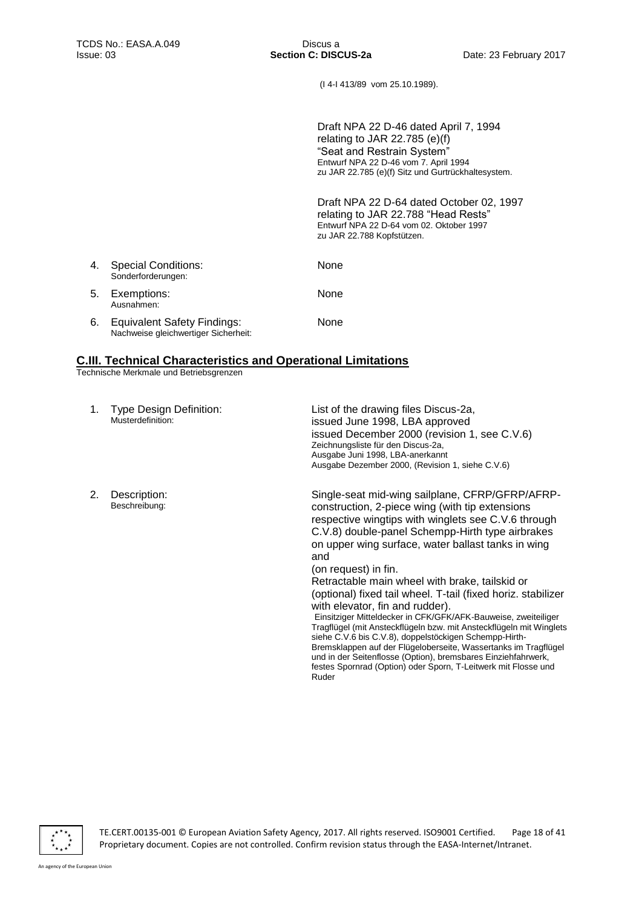(I 4-I 413/89 vom 25.10.1989).

Draft NPA 22 D-46 dated April 7, 1994
relating to JAR 22.785 (e)(f)
"Seat and Restrain System"
Entwurf NPA 22 D-46 vom 7. April 1994
zu JAR 22.785 (e)(f) Sitz und Gurtrückhaltesystem.

Draft NPA 22 D-64 dated October 02, 1997
relating to JAR 22.788 "Head Rests"
Entwurf NPA 22 D-64 vom 02. Oktober 1997
zu JAR 22.788 Kopfstützen.

4. Special Conditions: None
Sonderforderungen:

5. Exemptions: None
Ausnahmen:

6. Equivalent Safety Findings: None
Nachweise gleichwertiger Sicherheit:

## C.III. Technical Characteristics and Operational Limitations

Technische Merkmale und Betriebsgrenzen

1. Type Design Definition:
   Musterdefinition:

   List of the drawing files Discus-2a,
   issued June 1998, LBA approved
   issued December 2000 (revision 1, see C.V.6)
   Zeichnungsliste für den Discus-2a,
   Ausgabe Juni 1998, LBA-anerkannt
   Ausgabe Dezember 2000, (Revision 1, siehe C.V.6)

2. Description:
   Beschreibung:

   Single-seat mid-wing sailplane, CFRP/GFRP/AFRP-construction, 2-piece wing (with tip extensions respective wingtips with winglets see C.V.6 through C.V.8) double-panel Schempp-Hirth type airbrakes on upper wing surface, water ballast tanks in wing and
   (on request) in fin.
   Retractable main wheel with brake, tailskid or (optional) fixed tail wheel. T-tail (fixed horiz. stabilizer with elevator, fin and rudder).
   Einsitziger Mitteldecker in CFK/GFK/AFK-Bauweise, zweiteiliger Tragflügel (mit Ansteckflügeln bzw. mit Ansteckflügeln mit Winglets siehe C.V.6 bis C.V.8), doppelstöckigen Schempp-Hirth-Bremsklappen auf der Flügeloberseite, Wassertanks im Tragflügel und in der Seitenflosse (Option), bremsbares Einziehfahrwerk, festes Spornrad (Option) oder Sporn, T-Leitwerk mit Flosse und Ruder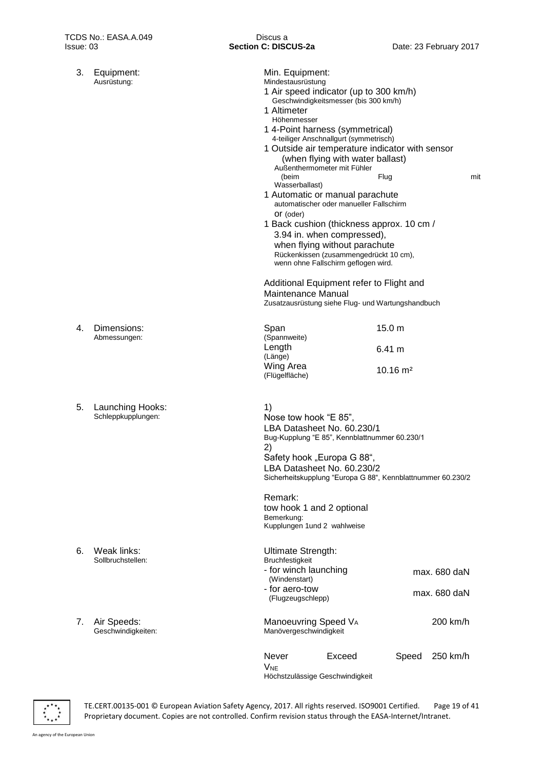3. Equipment:
   Ausrüstung:

   Min. Equipment:
   Mindestausrüstung
   - 1 Air speed indicator (up to 300 km/h)
     Geschwindigkeitsmesser (bis 300 km/h)
   - 1 Altimeter
     Höhenmesser
   - 1 4-Point harness (symmetrical)
     4-teiliger Anschnallgurt (symmetrisch)
   - 1 Outside air temperature indicator with sensor (when flying with water ballast)
     Außenthermometer mit Fühler (beim Flug mit Wasserballast)
   - 1 Automatic or manual parachute
     automatischer oder manueller Fallschirm
     or (oder)
   - 1 Back cushion (thickness approx. 10 cm / 3.94 in. when compressed), when flying without parachute
     Rückenkissen (zusammengedrückt 10 cm), wenn ohne Fallschirm geflogen wird.

   Additional Equipment refer to Flight and Maintenance Manual
   Zusatzausrüstung siehe Flug- und Wartungshandbuch

4. Dimensions:
   Abmessungen:

   | | |
   |---|---|
   | Span (Spannweite) | 15.0 m |
   | Length (Länge) | 6.41 m |
   | Wing Area (Flügelfläche) | 10.16 m² |

5. Launching Hooks:
   Schleppkupplungen:

   1) Nose tow hook "E 85", LBA Datasheet No. 60.230/1
   Bug-Kupplung "E 85", Kennblattnummer 60.230/1
   2) Safety hook „Europa G 88", LBA Datasheet No. 60.230/2
   Sicherheitskupplung "Europa G 88", Kennblattnummer 60.230/2

   Remark:
   tow hook 1 and 2 optional
   Bemerkung:
   Kupplungen 1und 2 wahlweise

6. Weak links:
   Sollbruchstellen:

   Ultimate Strength:
   Bruchfestigkeit

   | | |
   |---|---|
   | - for winch launching (Windenstart) | max. 680 daN |
   | - for aero-tow (Flugzeugschlepp) | max. 680 daN |

7. Air Speeds:
   Geschwindigkeiten:

   | | |
   |---|---|
   | Manoeuvring Speed $V_A$ Manövergeschwindigkeit | 200 km/h |
   | Never Exceed Speed $V_{NE}$ Höchstzulässige Geschwindigkeit | 250 km/h |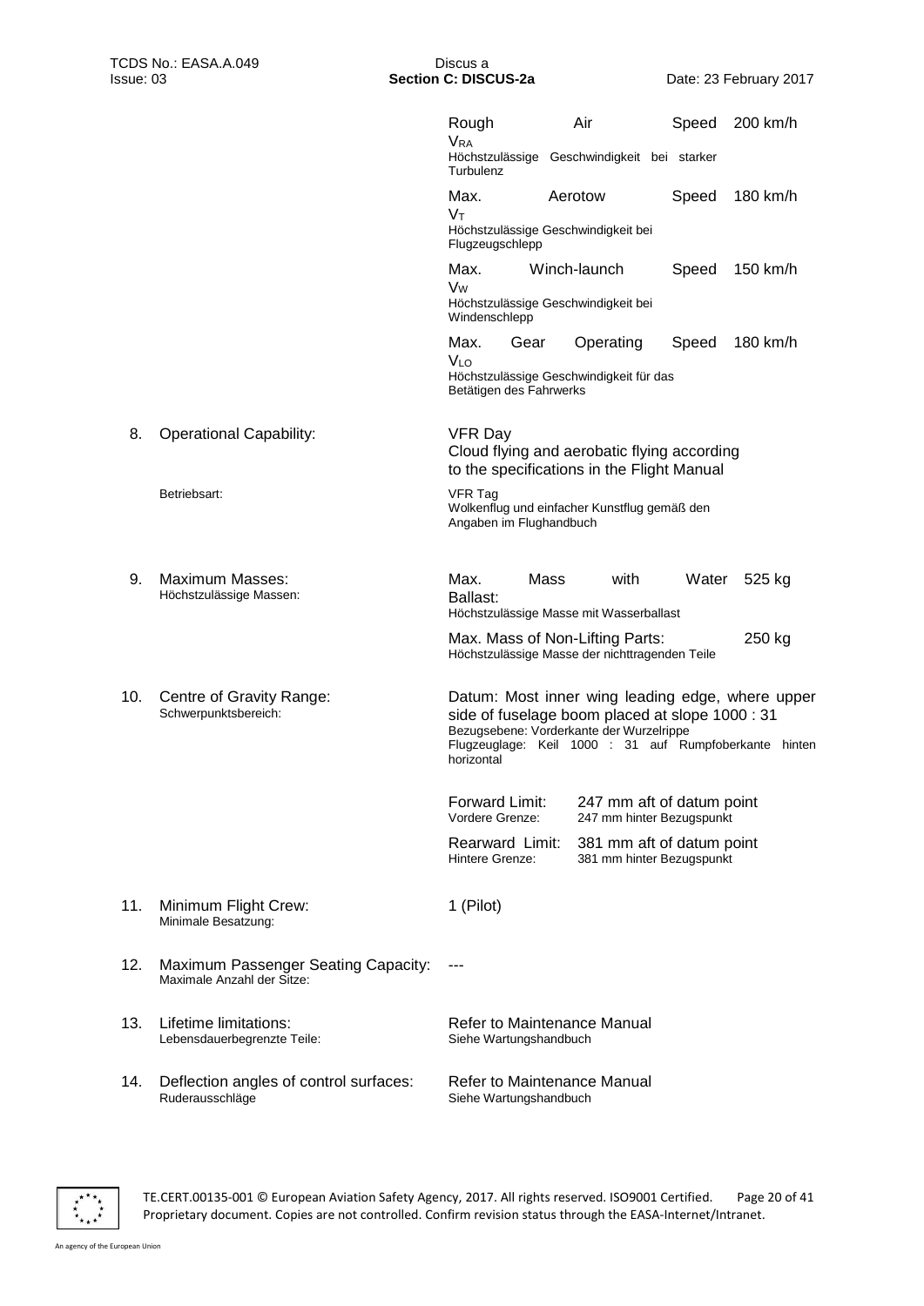| | | |
|---|---|---|
| | Rough Air Speed $V_{RA}$<br>Höchstzulässige Geschwindigkeit bei starker Turbulenz | 200 km/h |
| | Max. Aerotow Speed $V_T$<br>Höchstzulässige Geschwindigkeit bei Flugzeugschlepp | 180 km/h |
| | Max. Winch-launch Speed $V_W$<br>Höchstzulässige Geschwindigkeit bei Windenschlepp | 150 km/h |
| | Max. Gear Operating Speed $V_{LO}$<br>Höchstzulässige Geschwindigkeit für das Betätigen des Fahrwerks | 180 km/h |

8. **Operational Capability:**
   Betriebsart:

   VFR Day
   Cloud flying and aerobatic flying according to the specifications in the Flight Manual

   VFR Tag
   Wolkenflug und einfacher Kunstflug gemäß den Angaben im Flughandbuch

9. **Maximum Masses:**
   Höchstzulässige Massen:

   | | |
   |---|---|
   | Max. Mass with Water Ballast:<br>Höchstzulässige Masse mit Wasserballast | 525 kg |
   | Max. Mass of Non-Lifting Parts:<br>Höchstzulässige Masse der nichttragenden Teile | 250 kg |

10. **Centre of Gravity Range:**
    Schwerpunktsbereich:

    Datum: Most inner wing leading edge, where upper side of fuselage boom placed at slope 1000 : 31
    Bezugsebene: Vorderkante der Wurzelrippe
    Flugzeuglage: Keil 1000 : 31 auf Rumpfoberkante hinten horizontal

    | | |
    |---|---|
    | Forward Limit:<br>Vordere Grenze: | 247 mm aft of datum point<br>247 mm hinter Bezugspunkt |
    | Rearward Limit:<br>Hintere Grenze: | 381 mm aft of datum point<br>381 mm hinter Bezugspunkt |

11. **Minimum Flight Crew:**
    Minimale Besatzung:

    1 (Pilot)

12. **Maximum Passenger Seating Capacity:**
    Maximale Anzahl der Sitze:

    ---

13. **Lifetime limitations:**
    Lebensdauerbegrenzte Teile:

    Refer to Maintenance Manual
    Siehe Wartungshandbuch

14. **Deflection angles of control surfaces:**
    Ruderausschläge

    Refer to Maintenance Manual
    Siehe Wartungshandbuch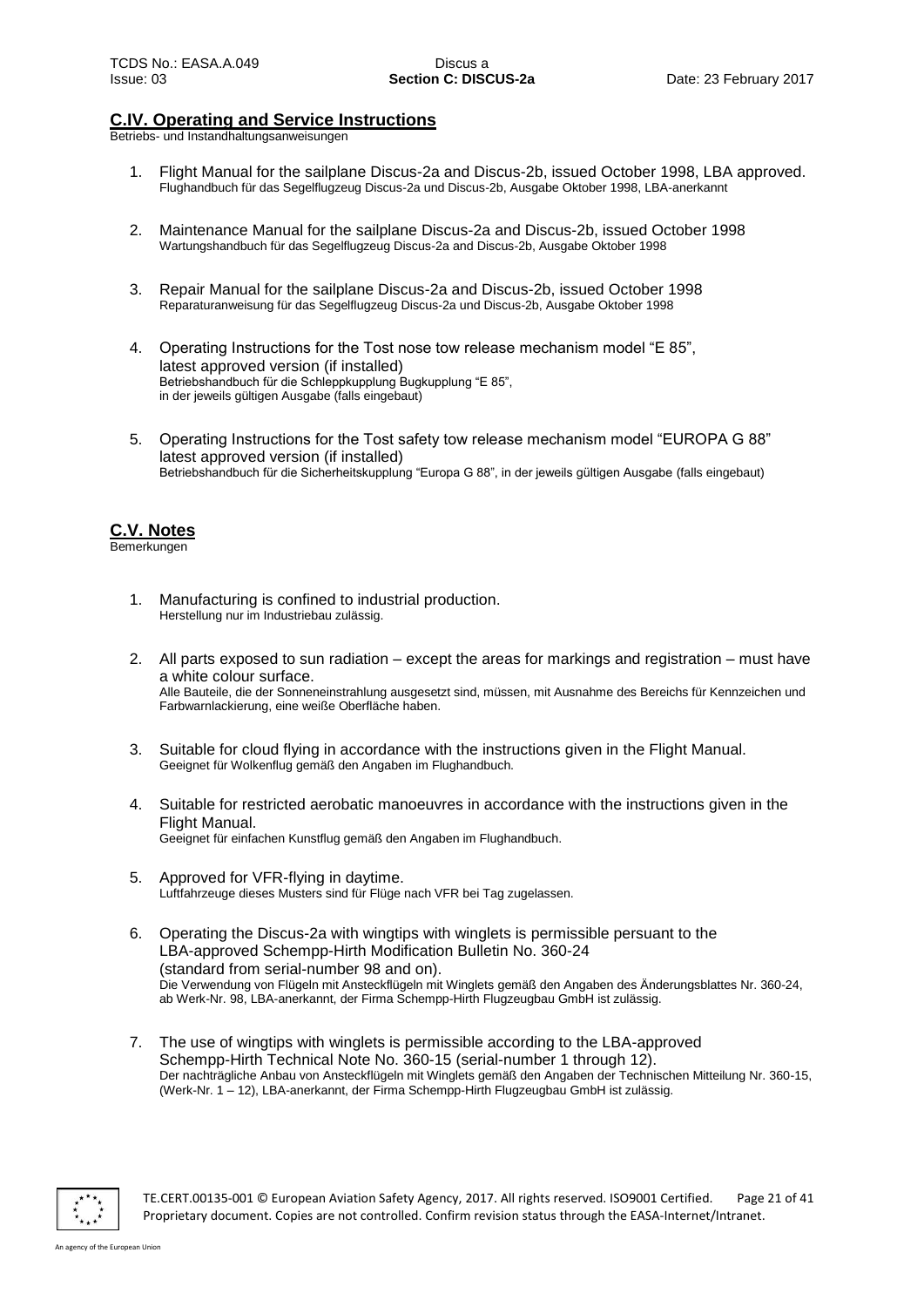## C.IV. Operating and Service Instructions

Betriebs- und Instandhaltungsanweisungen

1. Flight Manual for the sailplane Discus-2a and Discus-2b, issued October 1998, LBA approved.
   Flughandbuch für das Segelflugzeug Discus-2a und Discus-2b, Ausgabe Oktober 1998, LBA-anerkannt

2. Maintenance Manual for the sailplane Discus-2a and Discus-2b, issued October 1998
   Wartungshandbuch für das Segelflugzeug Discus-2a and Discus-2b, Ausgabe Oktober 1998

3. Repair Manual for the sailplane Discus-2a and Discus-2b, issued October 1998
   Reparaturanweisung für das Segelflugzeug Discus-2a und Discus-2b, Ausgabe Oktober 1998

4. Operating Instructions for the Tost nose tow release mechanism model "E 85", latest approved version (if installed)
   Betriebshandbuch für die Schleppkupplung Bugkupplung "E 85", in der jeweils gültigen Ausgabe (falls eingebaut)

5. Operating Instructions for the Tost safety tow release mechanism model "EUROPA G 88" latest approved version (if installed)
   Betriebshandbuch für die Sicherheitskupplung "Europa G 88", in der jeweils gültigen Ausgabe (falls eingebaut)

## C.V. Notes

Bemerkungen

1. Manufacturing is confined to industrial production.
   Herstellung nur im Industriebau zulässig.

2. All parts exposed to sun radiation – except the areas for markings and registration – must have a white colour surface.
   Alle Bauteile, die der Sonneneinstrahlung ausgesetzt sind, müssen, mit Ausnahme des Bereichs für Kennzeichen und Farbwarnlackierung, eine weiße Oberfläche haben.

3. Suitable for cloud flying in accordance with the instructions given in the Flight Manual.
   Geeignet für Wolkenflug gemäß den Angaben im Flughandbuch.

4. Suitable for restricted aerobatic manoeuvres in accordance with the instructions given in the Flight Manual.
   Geeignet für einfachen Kunstflug gemäß den Angaben im Flughandbuch.

5. Approved for VFR-flying in daytime.
   Luftfahrzeuge dieses Musters sind für Flüge nach VFR bei Tag zugelassen.

6. Operating the Discus-2a with wingtips with winglets is permissible persuant to the LBA-approved Schempp-Hirth Modification Bulletin No. 360-24 (standard from serial-number 98 and on).
   Die Verwendung von Flügeln mit Ansteckflügeln mit Winglets gemäß den Angaben des Änderungsblattes Nr. 360-24, ab Werk-Nr. 98, LBA-anerkannt, der Firma Schempp-Hirth Flugzeugbau GmbH ist zulässig.

7. The use of wingtips with winglets is permissible according to the LBA-approved Schempp-Hirth Technical Note No. 360-15 (serial-number 1 through 12).
   Der nachträgliche Anbau von Ansteckflügeln mit Winglets gemäß den Angaben der Technischen Mitteilung Nr. 360-15, (Werk-Nr. 1 – 12), LBA-anerkannt, der Firma Schempp-Hirth Flugzeugbau GmbH ist zulässig.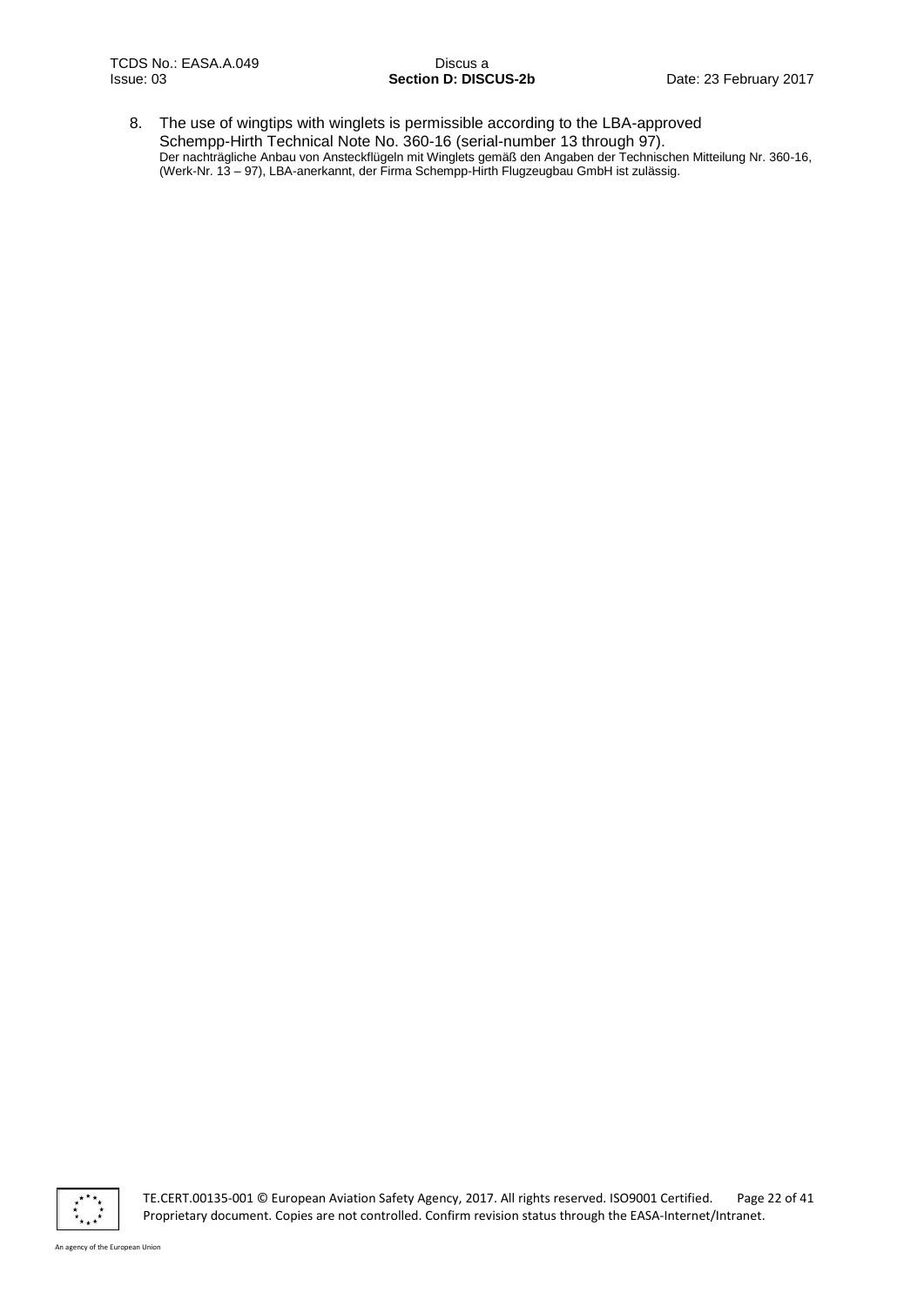8. The use of wingtips with winglets is permissible according to the LBA-approved Schempp-Hirth Technical Note No. 360-16 (serial-number 13 through 97).
   Der nachträgliche Anbau von Ansteckflügeln mit Winglets gemäß den Angaben der Technischen Mitteilung Nr. 360-16, (Werk-Nr. 13 – 97), LBA-anerkannt, der Firma Schempp-Hirth Flugzeugbau GmbH ist zulässig.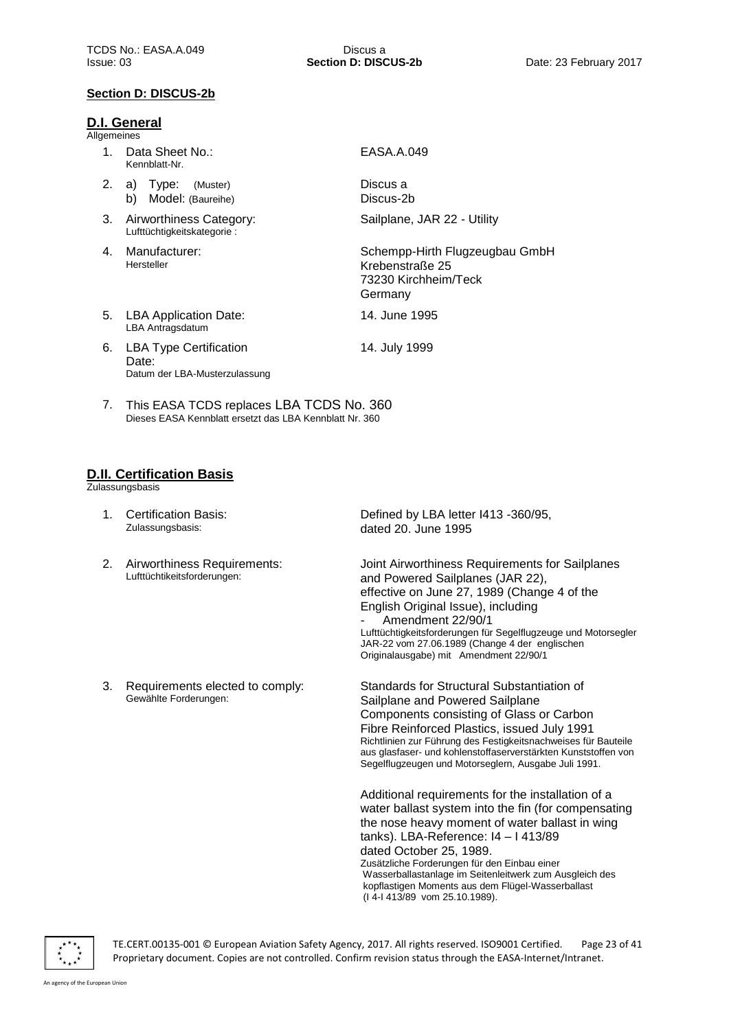## Section D: DISCUS-2b

### D.I. General

Allgemeines

| | |
|---|---|
| 1. Data Sheet No.: <br> Kennblatt-Nr. | EASA.A.049 |
| 2. a) Type: (Muster) <br> b) Model: (Baureihe) | Discus a <br> Discus-2b |
| 3. Airworthiness Category: <br> Lufttüchtigkeitskategorie : | Sailplane, JAR 22 - Utility |
| 4. Manufacturer: <br> Hersteller | Schempp-Hirth Flugzeugbau GmbH <br> Krebenstraße 25 <br> 73230 Kirchheim/Teck <br> Germany |
| 5. LBA Application Date: <br> LBA Antragsdatum | 14. June 1995 |
| 6. LBA Type Certification Date: <br> Datum der LBA-Musterzulassung | 14. July 1999 |

7. This EASA TCDS replaces LBA TCDS No. 360
   Dieses EASA Kennblatt ersetzt das LBA Kennblatt Nr. 360

### D.II. Certification Basis

Zulassungsbasis

| | |
|---|---|
| 1. Certification Basis: <br> Zulassungsbasis: | Defined by LBA letter I413 -360/95, dated 20. June 1995 |
| 2. Airworthiness Requirements: <br> Lufttüchtikeitsforderungen: | Joint Airworthiness Requirements for Sailplanes and Powered Sailplanes (JAR 22), effective on June 27, 1989 (Change 4 of the English Original Issue), including <br> - Amendment 22/90/1 <br> Lufttüchtigkeitsforderungen für Segelflugzeuge und Motorsegler JAR-22 vom 27.06.1989 (Change 4 der englischen Originalausgabe) mit Amendment 22/90/1 |
| 3. Requirements elected to comply: <br> Gewählte Forderungen: | Standards for Structural Substantiation of Sailplane and Powered Sailplane Components consisting of Glass or Carbon Fibre Reinforced Plastics, issued July 1991 <br> Richtlinien zur Führung des Festigkeitsnachweises für Bauteile aus glasfaser- und kohlenstoffaserverstärkten Kunststoffen von Segelflugzeugen und Motorseglern, Ausgabe Juli 1991. <br><br> Additional requirements for the installation of a water ballast system into the fin (for compensating the nose heavy moment of water ballast in wing tanks). LBA-Reference: I4 – I 413/89 dated October 25, 1989. <br> Zusätzliche Forderungen für den Einbau einer Wasserballastanlage im Seitenleitwerk zum Ausgleich des kopflastigen Moments aus dem Flügel-Wasserballast (I 4-I 413/89 vom 25.10.1989). |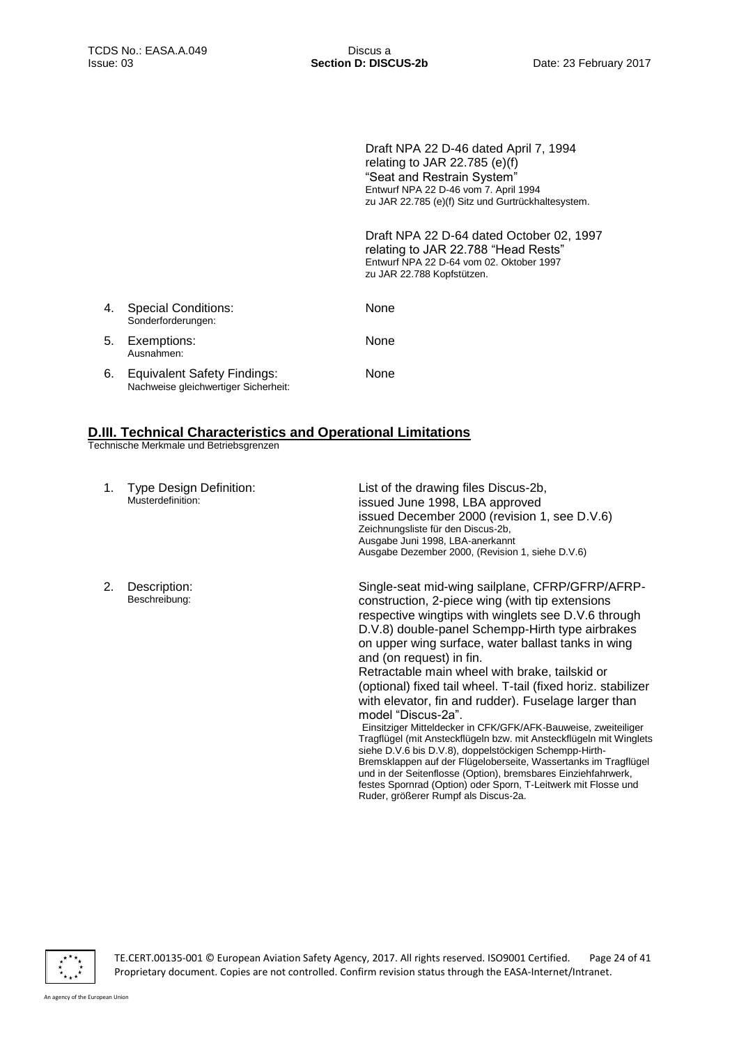Draft NPA 22 D-46 dated April 7, 1994
relating to JAR 22.785 (e)(f)
"Seat and Restrain System"
Entwurf NPA 22 D-46 vom 7. April 1994
zu JAR 22.785 (e)(f) Sitz und Gurtrückhaltesystem.

Draft NPA 22 D-64 dated October 02, 1997
relating to JAR 22.788 "Head Rests"
Entwurf NPA 22 D-64 vom 02. Oktober 1997
zu JAR 22.788 Kopfstützen.

| | | |
|---|---|---|
| 4. | Special Conditions:<br>Sonderforderungen: | None |
| 5. | Exemptions:<br>Ausnahmen: | None |
| 6. | Equivalent Safety Findings:<br>Nachweise gleichwertiger Sicherheit: | None |

## D.III. Technical Characteristics and Operational Limitations

Technische Merkmale und Betriebsgrenzen

| | | |
|---|---|---|
| 1. | Type Design Definition:<br>Musterdefinition: | List of the drawing files Discus-2b,<br>issued June 1998, LBA approved<br>issued December 2000 (revision 1, see D.V.6)<br>Zeichnungsliste für den Discus-2b,<br>Ausgabe Juni 1998, LBA-anerkannt<br>Ausgabe Dezember 2000, (Revision 1, siehe D.V.6) |
| 2. | Description:<br>Beschreibung: | Single-seat mid-wing sailplane, CFRP/GFRP/AFRP-construction, 2-piece wing (with tip extensions respective wingtips with winglets see D.V.6 through D.V.8) double-panel Schempp-Hirth type airbrakes on upper wing surface, water ballast tanks in wing and (on request) in fin.<br>Retractable main wheel with brake, tailskid or (optional) fixed tail wheel. T-tail (fixed horiz. stabilizer with elevator, fin and rudder). Fuselage larger than model "Discus-2a".<br>Einsitziger Mitteldecker in CFK/GFK/AFK-Bauweise, zweiteiliger Tragflügel (mit Ansteckflügeln bzw. mit Ansteckflügeln mit Winglets siehe D.V.6 bis D.V.8), doppelstöckigen Schempp-Hirth-Bremsklappen auf der Flügeloberseite, Wassertanks im Tragflügel und in der Seitenflosse (Option), bremsbares Einziehfahrwerk, festes Spornrad (Option) oder Sporn, T-Leitwerk mit Flosse und Ruder, größerer Rumpf als Discus-2a. |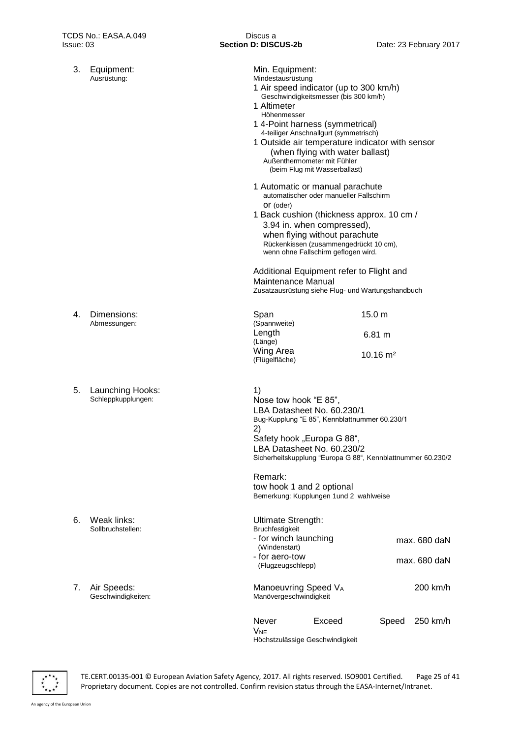**3. Equipment:**
Ausrüstung:

Min. Equipment:
Mindestausrüstung

1 Air speed indicator (up to 300 km/h)
Geschwindigkeitsmesser (bis 300 km/h)

1 Altimeter
Höhenmesser

1 4-Point harness (symmetrical)
4-teiliger Anschnallgurt (symmetrisch)

1 Outside air temperature indicator with sensor (when flying with water ballast)
Außenthermometer mit Fühler (beim Flug mit Wasserballast)

1 Automatic or manual parachute
automatischer oder manueller Fallschirm

or (oder)

1 Back cushion (thickness approx. 10 cm / 3.94 in. when compressed), when flying without parachute
Rückenkissen (zusammengedrückt 10 cm), wenn ohne Fallschirm geflogen wird.

Additional Equipment refer to Flight and Maintenance Manual
Zusatzausrüstung siehe Flug- und Wartungshandbuch

**4. Dimensions:**
Abmessungen:

| | |
|---|---|
| Span (Spannweite) | 15.0 m |
| Length (Länge) | 6.81 m |
| Wing Area (Flügelfläche) | 10.16 m² |

**5. Launching Hooks:**
Schleppkupplungen:

1)
Nose tow hook "E 85",
LBA Datasheet No. 60.230/1
Bug-Kupplung "E 85", Kennblattnummer 60.230/1

2)
Safety hook „Europa G 88",
LBA Datasheet No. 60.230/2
Sicherheitskupplung "Europa G 88", Kennblattnummer 60.230/2

Remark:
tow hook 1 and 2 optional
Bemerkung: Kupplungen 1und 2 wahlweise

**6. Weak links:**
Sollbruchstellen:

Ultimate Strength:
Bruchfestigkeit

| | |
|---|---|
| - for winch launching (Windenstart) | max. 680 daN |
| - for aero-tow (Flugzeugschlepp) | max. 680 daN |

**7. Air Speeds:**
Geschwindigkeiten:

| | |
|---|---|
| Manoeuvring Speed $V_A$ (Manövergeschwindigkeit) | 200 km/h |
| Never Exceed Speed $V_{NE}$ (Höchstzulässige Geschwindigkeit) | 250 km/h |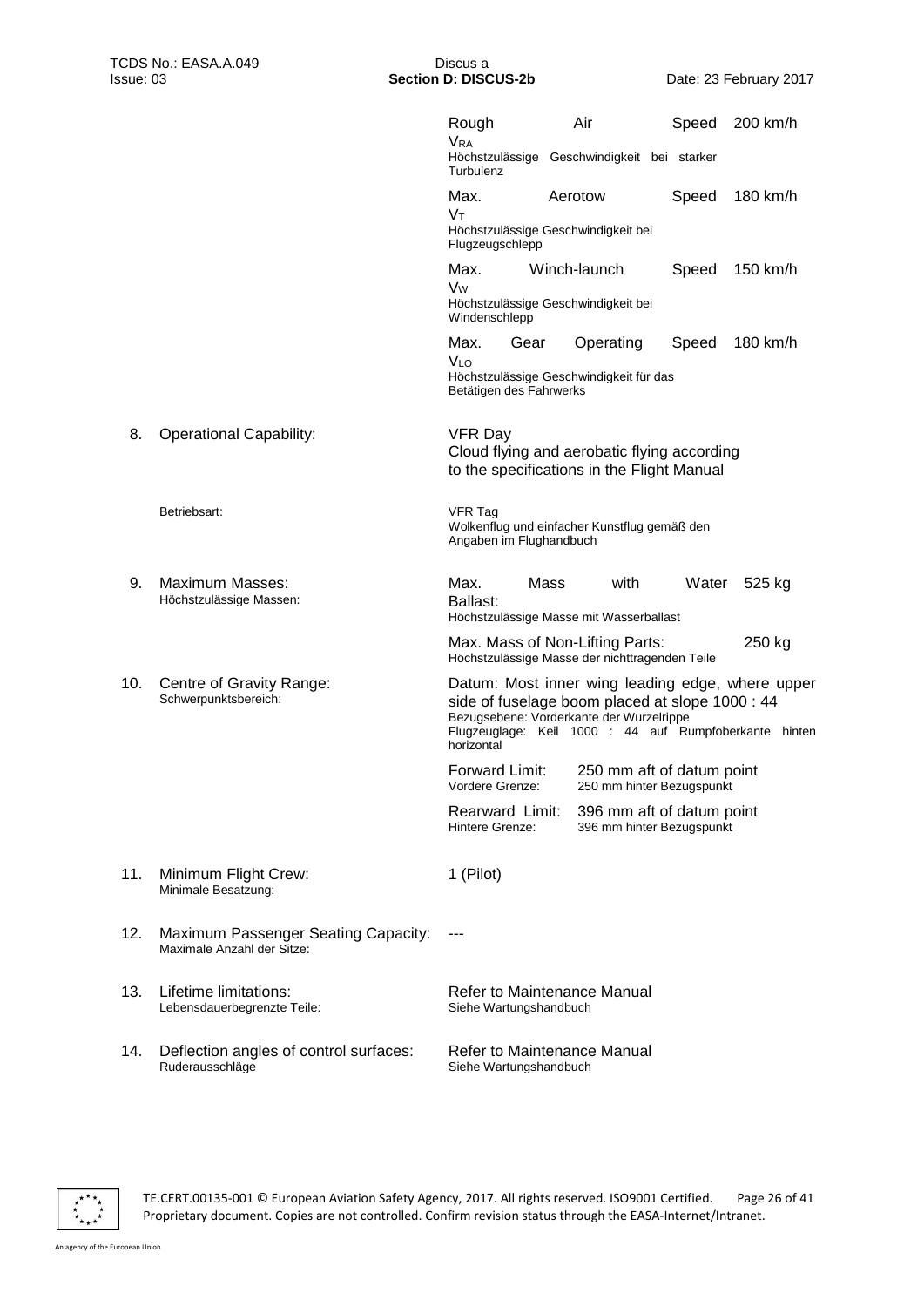| | | |
|---|---|---|
| | Rough Air Speed $V_{RA}$<br>Höchstzulässige Geschwindigkeit bei starker Turbulenz | 200 km/h |
| | Max. Aerotow Speed $V_T$<br>Höchstzulässige Geschwindigkeit bei Flugzeugschlepp | 180 km/h |
| | Max. Winch-launch Speed $V_W$<br>Höchstzulässige Geschwindigkeit bei Windenschlepp | 150 km/h |
| | Max. Gear Operating Speed $V_{LO}$<br>Höchstzulässige Geschwindigkeit für das Betätigen des Fahrwerks | 180 km/h |

8. Operational Capability:

VFR Day
Cloud flying and aerobatic flying according to the specifications in the Flight Manual

Betriebsart:

VFR Tag
Wolkenflug und einfacher Kunstflug gemäß den Angaben im Flughandbuch

9. Maximum Masses:
Höchstzulässige Massen:

| | |
|---|---|
| Max. Mass with Water Ballast:<br>Höchstzulässige Masse mit Wasserballast | 525 kg |
| Max. Mass of Non-Lifting Parts:<br>Höchstzulässige Masse der nichttragenden Teile | 250 kg |

10. Centre of Gravity Range:
Schwerpunktsbereich:

Datum: Most inner wing leading edge, where upper side of fuselage boom placed at slope 1000 : 44
Bezugsebene: Vorderkante der Wurzelrippe
Flugzeuglage: Keil 1000 : 44 auf Rumpfoberkante hinten horizontal

| | |
|---|---|
| Forward Limit:<br>Vordere Grenze: | 250 mm aft of datum point<br>250 mm hinter Bezugspunkt |
| Rearward Limit:<br>Hintere Grenze: | 396 mm aft of datum point<br>396 mm hinter Bezugspunkt |

11. Minimum Flight Crew:
Minimale Besatzung:

1 (Pilot)

12. Maximum Passenger Seating Capacity:
Maximale Anzahl der Sitze:

---

13. Lifetime limitations:
Lebensdauerbegrenzte Teile:

Refer to Maintenance Manual
Siehe Wartungshandbuch

14. Deflection angles of control surfaces:
Ruderausschläge

Refer to Maintenance Manual
Siehe Wartungshandbuch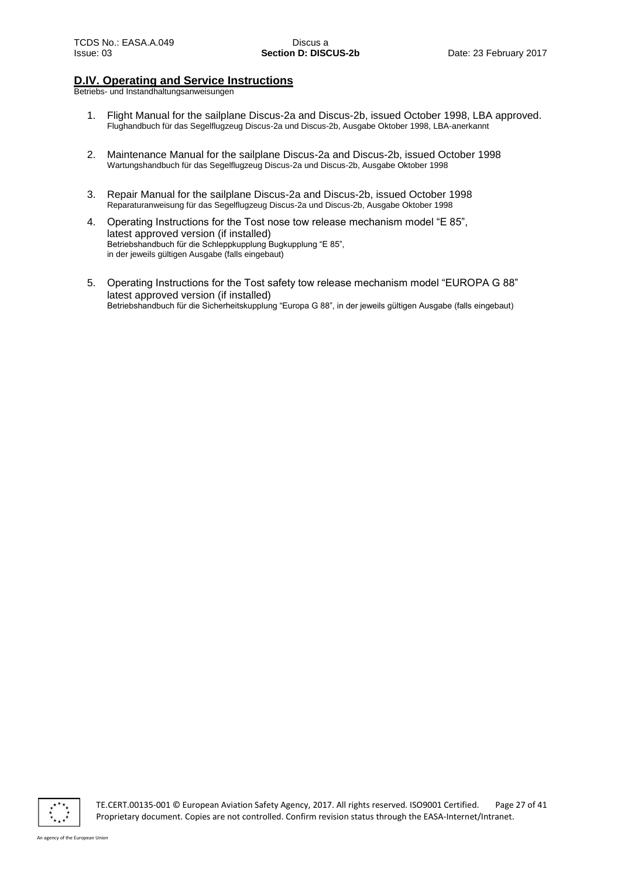## D.IV. Operating and Service Instructions

Betriebs- und Instandhaltungsanweisungen

1. Flight Manual for the sailplane Discus-2a and Discus-2b, issued October 1998, LBA approved.
   Flughandbuch für das Segelflugzeug Discus-2a und Discus-2b, Ausgabe Oktober 1998, LBA-anerkannt

2. Maintenance Manual for the sailplane Discus-2a and Discus-2b, issued October 1998
   Wartungshandbuch für das Segelflugzeug Discus-2a und Discus-2b, Ausgabe Oktober 1998

3. Repair Manual for the sailplane Discus-2a and Discus-2b, issued October 1998
   Reparaturanweisung für das Segelflugzeug Discus-2a und Discus-2b, Ausgabe Oktober 1998

4. Operating Instructions for the Tost nose tow release mechanism model "E 85", latest approved version (if installed)
   Betriebshandbuch für die Schleppkupplung Bugkupplung "E 85", in der jeweils gültigen Ausgabe (falls eingebaut)

5. Operating Instructions for the Tost safety tow release mechanism model "EUROPA G 88" latest approved version (if installed)
   Betriebshandbuch für die Sicherheitskupplung "Europa G 88", in der jeweils gültigen Ausgabe (falls eingebaut)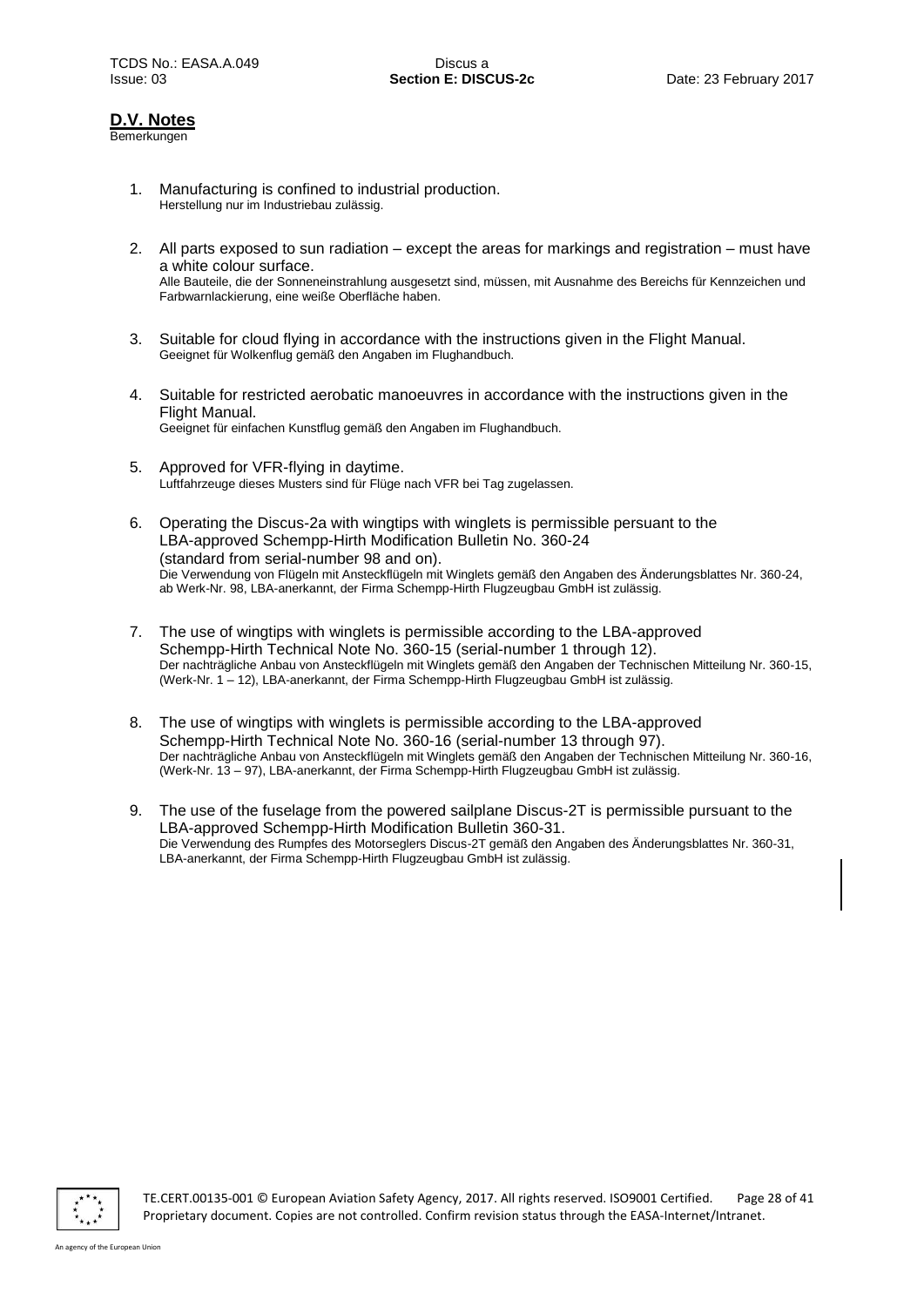## D.V. Notes

Bemerkungen

1. Manufacturing is confined to industrial production.
   Herstellung nur im Industriebau zulässig.

2. All parts exposed to sun radiation – except the areas for markings and registration – must have a white colour surface.
   Alle Bauteile, die der Sonneneinstrahlung ausgesetzt sind, müssen, mit Ausnahme des Bereichs für Kennzeichen und Farbwarnlackierung, eine weiße Oberfläche haben.

3. Suitable for cloud flying in accordance with the instructions given in the Flight Manual.
   Geeignet für Wolkenflug gemäß den Angaben im Flughandbuch.

4. Suitable for restricted aerobatic manoeuvres in accordance with the instructions given in the Flight Manual.
   Geeignet für einfachen Kunstflug gemäß den Angaben im Flughandbuch.

5. Approved for VFR-flying in daytime.
   Luftfahrzeuge dieses Musters sind für Flüge nach VFR bei Tag zugelassen.

6. Operating the Discus-2a with wingtips with winglets is permissible persuant to the LBA-approved Schempp-Hirth Modification Bulletin No. 360-24 (standard from serial-number 98 and on).
   Die Verwendung von Flügeln mit Ansteckflügeln mit Winglets gemäß den Angaben des Änderungsblattes Nr. 360-24, ab Werk-Nr. 98, LBA-anerkannt, der Firma Schempp-Hirth Flugzeugbau GmbH ist zulässig.

7. The use of wingtips with winglets is permissible according to the LBA-approved Schempp-Hirth Technical Note No. 360-15 (serial-number 1 through 12).
   Der nachträgliche Anbau von Ansteckflügeln mit Winglets gemäß den Angaben der Technischen Mitteilung Nr. 360-15, (Werk-Nr. 1 – 12), LBA-anerkannt, der Firma Schempp-Hirth Flugzeugbau GmbH ist zulässig.

8. The use of wingtips with winglets is permissible according to the LBA-approved Schempp-Hirth Technical Note No. 360-16 (serial-number 13 through 97).
   Der nachträgliche Anbau von Ansteckflügeln mit Winglets gemäß den Angaben der Technischen Mitteilung Nr. 360-16, (Werk-Nr. 13 – 97), LBA-anerkannt, der Firma Schempp-Hirth Flugzeugbau GmbH ist zulässig.

9. The use of the fuselage from the powered sailplane Discus-2T is permissible pursuant to the LBA-approved Schempp-Hirth Modification Bulletin 360-31.
   Die Verwendung des Rumpfes des Motorseglers Discus-2T gemäß den Angaben des Änderungsblattes Nr. 360-31, LBA-anerkannt, der Firma Schempp-Hirth Flugzeugbau GmbH ist zulässig.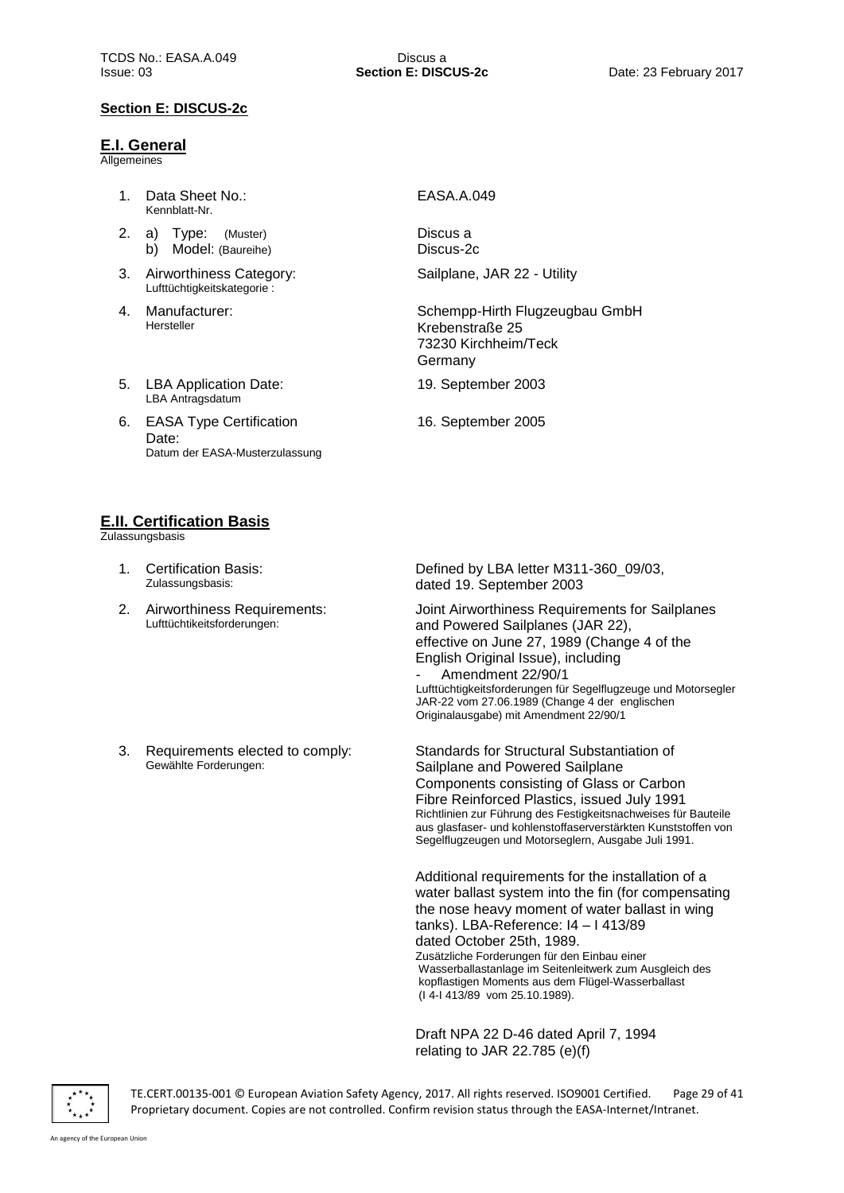## Section E: DISCUS-2c

### E.I. General

Allgemeines

1. Data Sheet No.: EASA.A.049
   Kennblatt-Nr.
2. a) Type: (Muster) Discus a
   b) Model: (Baureihe) Discus-2c
3. Airworthiness Category: Sailplane, JAR 22 - Utility
   Lufttüchtigkeitskategorie :
4. Manufacturer: Schempp-Hirth Flugzeugbau GmbH, Krebenstraße 25, 73230 Kirchheim/Teck, Germany
   Hersteller
5. LBA Application Date: 19. September 2003
   LBA Antragsdatum
6. EASA Type Certification Date: 16. September 2005
   Datum der EASA-Musterzulassung

### E.II. Certification Basis

Zulassungsbasis

1. Certification Basis: Defined by LBA letter M311-360_09/03, dated 19. September 2003
   Zulassungsbasis:
2. Airworthiness Requirements: Joint Airworthiness Requirements for Sailplanes and Powered Sailplanes (JAR 22), effective on June 27, 1989 (Change 4 of the English Original Issue), including
   - Amendment 22/90/1

   Lufttüchtikeitsforderungen: Lufttüchtigkeitsforderungen für Segelflugzeuge und Motorsegler JAR-22 vom 27.06.1989 (Change 4 der englischen Originalausgabe) mit Amendment 22/90/1
3. Requirements elected to comply: Standards for Structural Substantiation of Sailplane and Powered Sailplane Components consisting of Glass or Carbon Fibre Reinforced Plastics, issued July 1991

   Gewählte Forderungen: Richtlinien zur Führung des Festigkeitsnachweises für Bauteile aus glasfaser- und kohlenstoffaserverstärkten Kunststoffen von Segelflugzeugen und Motorseglern, Ausgabe Juli 1991.

   Additional requirements for the installation of a water ballast system into the fin (for compensating the nose heavy moment of water ballast in wing tanks). LBA-Reference: I4 – I 413/89 dated October 25th, 1989.

   Zusätzliche Forderungen für den Einbau einer Wasserballastanlage im Seitenleitwerk zum Ausgleich des kopflastigen Moments aus dem Flügel-Wasserballast (I 4-I 413/89 vom 25.10.1989).

   Draft NPA 22 D-46 dated April 7, 1994 relating to JAR 22.785 (e)(f)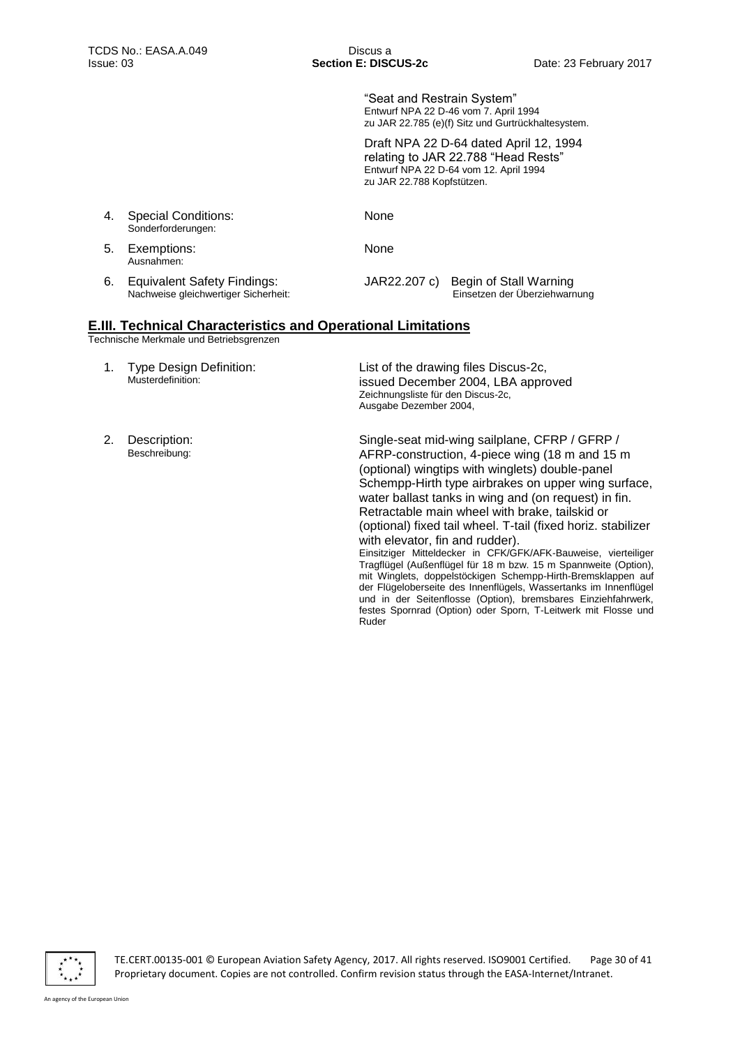"Seat and Restrain System"
Entwurf NPA 22 D-46 vom 7. April 1994
zu JAR 22.785 (e)(f) Sitz und Gurtrückhaltesystem.

Draft NPA 22 D-64 dated April 12, 1994
relating to JAR 22.788 "Head Rests"
Entwurf NPA 22 D-64 vom 12. April 1994
zu JAR 22.788 Kopfstützen.

4. Special Conditions:
Sonderforderungen:
None

5. Exemptions:
Ausnahmen:
None

6. Equivalent Safety Findings:
Nachweise gleichwertiger Sicherheit:
JAR22.207 c) Begin of Stall Warning
Einsetzen der Überziehwarnung

## E.III. Technical Characteristics and Operational Limitations

Technische Merkmale und Betriebsgrenzen

1. Type Design Definition:
Musterdefinition:
List of the drawing files Discus-2c, issued December 2004, LBA approved
Zeichnungsliste für den Discus-2c, Ausgabe Dezember 2004,

2. Description:
Beschreibung:
Single-seat mid-wing sailplane, CFRP / GFRP / AFRP-construction, 4-piece wing (18 m and 15 m (optional) wingtips with winglets) double-panel Schempp-Hirth type airbrakes on upper wing surface, water ballast tanks in wing and (on request) in fin. Retractable main wheel with brake, tailskid or (optional) fixed tail wheel. T-tail (fixed horiz. stabilizer with elevator, fin and rudder).
Einsitziger Mitteldecker in CFK/GFK/AFK-Bauweise, vierteiliger Tragflügel (Außenflügel für 18 m bzw. 15 m Spannweite (Option), mit Winglets, doppelstöckigen Schempp-Hirth-Bremsklappen auf der Flügeloberseite des Innenflügels, Wassertanks im Innenflügel und in der Seitenflosse (Option), bremsbares Einziehfahrwerk, festes Spornrad (Option) oder Sporn, T-Leitwerk mit Flosse und Ruder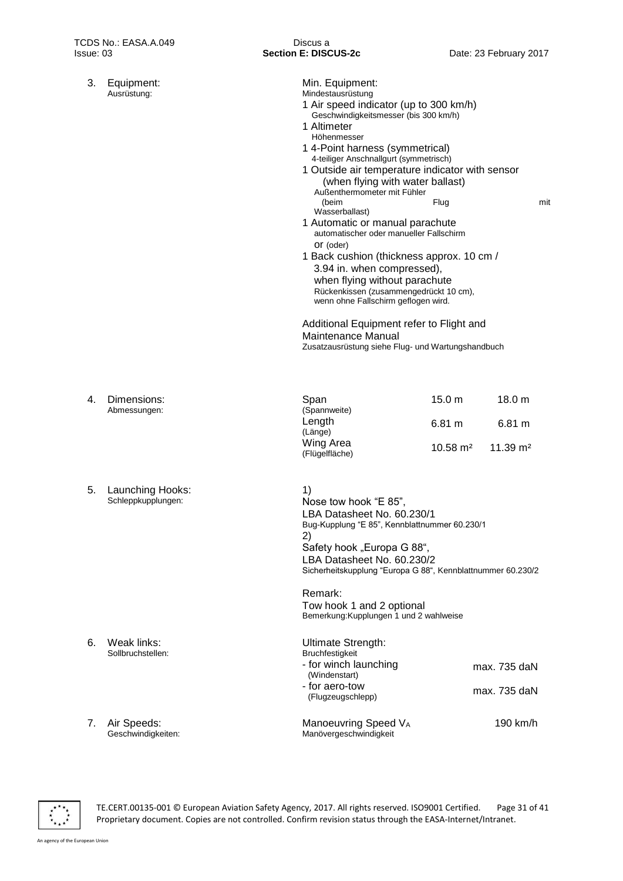3. Equipment:
   Ausrüstung:

Min. Equipment:
Mindestausrüstung

- 1 Air speed indicator (up to 300 km/h)
  Geschwindigkeitsmesser (bis 300 km/h)
- 1 Altimeter
  Höhenmesser
- 1 4-Point harness (symmetrical)
  4-teiliger Anschnallgurt (symmetrisch)
- 1 Outside air temperature indicator with sensor (when flying with water ballast)
  Außenthermometer mit Fühler (beim Flug mit Wasserballast)
- 1 Automatic or manual parachute
  automatischer oder manueller Fallschirm
  or (oder)
- 1 Back cushion (thickness approx. 10 cm / 3.94 in. when compressed), when flying without parachute
  Rückenkissen (zusammengedrückt 10 cm), wenn ohne Fallschirm geflogen wird.

Additional Equipment refer to Flight and Maintenance Manual
Zusatzausrüstung siehe Flug- und Wartungshandbuch

4. Dimensions:
   Abmessungen:

| | | |
|---|---|---|
| Span (Spannweite) | 15.0 m | 18.0 m |
| Length (Länge) | 6.81 m | 6.81 m |
| Wing Area (Flügelfläche) | 10.58 m² | 11.39 m² |

5. Launching Hooks:
   Schleppkupplungen:

1) Nose tow hook "E 85", LBA Datasheet No. 60.230/1
Bug-Kupplung "E 85", Kennblattnummer 60.230/1

2) Safety hook „Europa G 88", LBA Datasheet No. 60.230/2
Sicherheitskupplung "Europa G 88", Kennblattnummer 60.230/2

Remark:
Tow hook 1 and 2 optional
Bemerkung:Kupplungen 1 und 2 wahlweise

6. Weak links:
   Sollbruchstellen:

Ultimate Strength:
Bruchfestigkeit

| | |
|---|---|
| - for winch launching (Windenstart) | max. 735 daN |
| - for aero-tow (Flugzeugschlepp) | max. 735 daN |

7. Air Speeds:
   Geschwindigkeiten:

| | |
|---|---|
| Manoeuvring Speed $V_A$ Manövergeschwindigkeit | 190 km/h |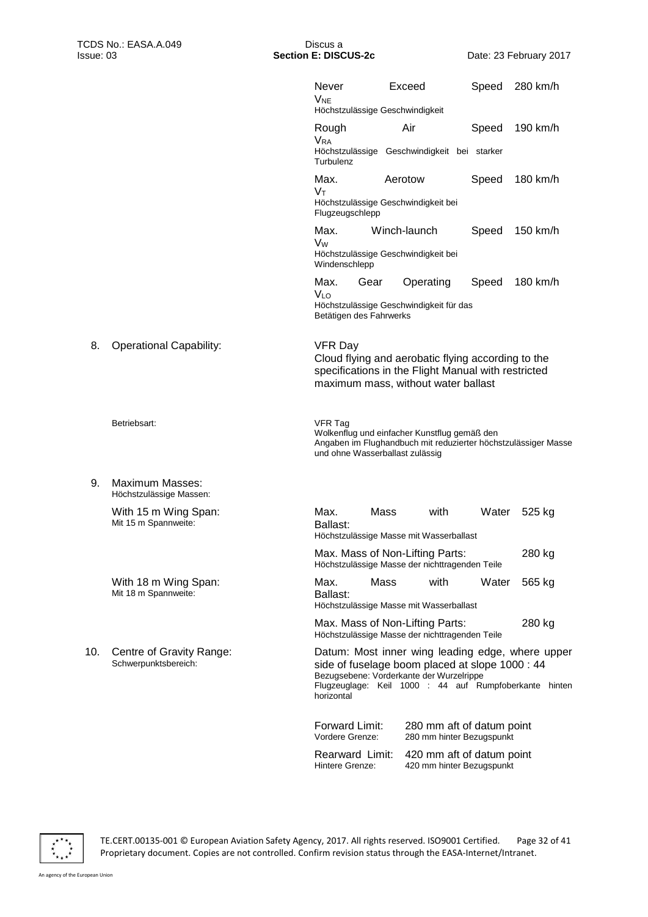| | | |
|---|---|---|
| | Never Exceed Speed $V_{NE}$<br>Höchstzulässige Geschwindigkeit | 280 km/h |
| | Rough Air Speed $V_{RA}$<br>Höchstzulässige Geschwindigkeit bei starker Turbulenz | 190 km/h |
| | Max. Aerotow Speed $V_T$<br>Höchstzulässige Geschwindigkeit bei Flugzeugschlepp | 180 km/h |
| | Max. Winch-launch Speed $V_W$<br>Höchstzulässige Geschwindigkeit bei Windenschlepp | 150 km/h |
| | Max. Gear Operating Speed $V_{LO}$<br>Höchstzulässige Geschwindigkeit für das Betätigen des Fahrwerks | 180 km/h |

8. Operational Capability:

VFR Day
Cloud flying and aerobatic flying according to the specifications in the Flight Manual with restricted maximum mass, without water ballast

Betriebsart:

VFR Tag
Wolkenflug und einfacher Kunstflug gemäß den Angaben im Flughandbuch mit reduzierter höchstzulässiger Masse und ohne Wasserballast zulässig

9. Maximum Masses:
Höchstzulässige Massen:

| | | |
|---|---|---|
| With 15 m Wing Span:<br>Mit 15 m Spannweite: | Max. Mass with Water Ballast:<br>Höchstzulässige Masse mit Wasserballast | 525 kg |
| | Max. Mass of Non-Lifting Parts:<br>Höchstzulässige Masse der nichttragenden Teile | 280 kg |
| With 18 m Wing Span:<br>Mit 18 m Spannweite: | Max. Mass with Water Ballast:<br>Höchstzulässige Masse mit Wasserballast | 565 kg |
| | Max. Mass of Non-Lifting Parts:<br>Höchstzulässige Masse der nichttragenden Teile | 280 kg |

10. Centre of Gravity Range:
Schwerpunktsbereich:

Datum: Most inner wing leading edge, where upper side of fuselage boom placed at slope 1000 : 44
Bezugsebene: Vorderkante der Wurzelrippe
Flugzeuglage: Keil 1000 : 44 auf Rumpfoberkante hinten horizontal

| | |
|---|---|
| Forward Limit:<br>Vordere Grenze: | 280 mm aft of datum point<br>280 mm hinter Bezugspunkt |
| Rearward Limit:<br>Hintere Grenze: | 420 mm aft of datum point<br>420 mm hinter Bezugspunkt |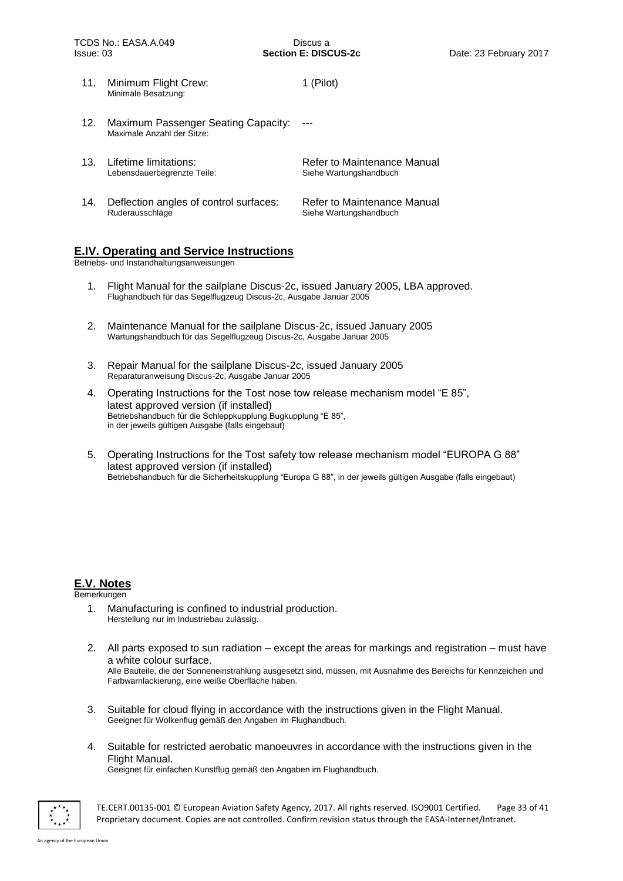11. Minimum Flight Crew: 1 (Pilot)
    Minimale Besatzung:

12. Maximum Passenger Seating Capacity: ---
    Maximale Anzahl der Sitze:

13. Lifetime limitations: Refer to Maintenance Manual
    Lebensdauerbegrenzte Teile: Siehe Wartungshandbuch

14. Deflection angles of control surfaces: Refer to Maintenance Manual
    Ruderausschläge Siehe Wartungshandbuch

## E.IV. Operating and Service Instructions

Betriebs- und Instandhaltungsanweisungen

1. Flight Manual for the sailplane Discus-2c, issued January 2005, LBA approved.
   Flughandbuch für das Segelflugzeug Discus-2c, Ausgabe Januar 2005

2. Maintenance Manual for the sailplane Discus-2c, issued January 2005
   Wartungshandbuch für das Segelflugzeug Discus-2c, Ausgabe Januar 2005

3. Repair Manual for the sailplane Discus-2c, issued January 2005
   Reparaturanweisung Discus-2c, Ausgabe Januar 2005

4. Operating Instructions for the Tost nose tow release mechanism model "E 85", latest approved version (if installed)
   Betriebshandbuch für die Schleppkupplung Bugkupplung "E 85", in der jeweils gültigen Ausgabe (falls eingebaut)

5. Operating Instructions for the Tost safety tow release mechanism model "EUROPA G 88" latest approved version (if installed)
   Betriebshandbuch für die Sicherheitskupplung "Europa G 88", in der jeweils gültigen Ausgabe (falls eingebaut)

## E.V. Notes

Bemerkungen

1. Manufacturing is confined to industrial production.
   Herstellung nur im Industriebau zulässig.

2. All parts exposed to sun radiation – except the areas for markings and registration – must have a white colour surface.
   Alle Bauteile, die der Sonneneinstrahlung ausgesetzt sind, müssen, mit Ausnahme des Bereichs für Kennzeichen und Farbwarnlackierung, eine weiße Oberfläche haben.

3. Suitable for cloud flying in accordance with the instructions given in the Flight Manual.
   Geeignet für Wolkenflug gemäß den Angaben im Flughandbuch.

4. Suitable for restricted aerobatic manoeuvres in accordance with the instructions given in the Flight Manual.
   Geeignet für einfachen Kunstflug gemäß den Angaben im Flughandbuch.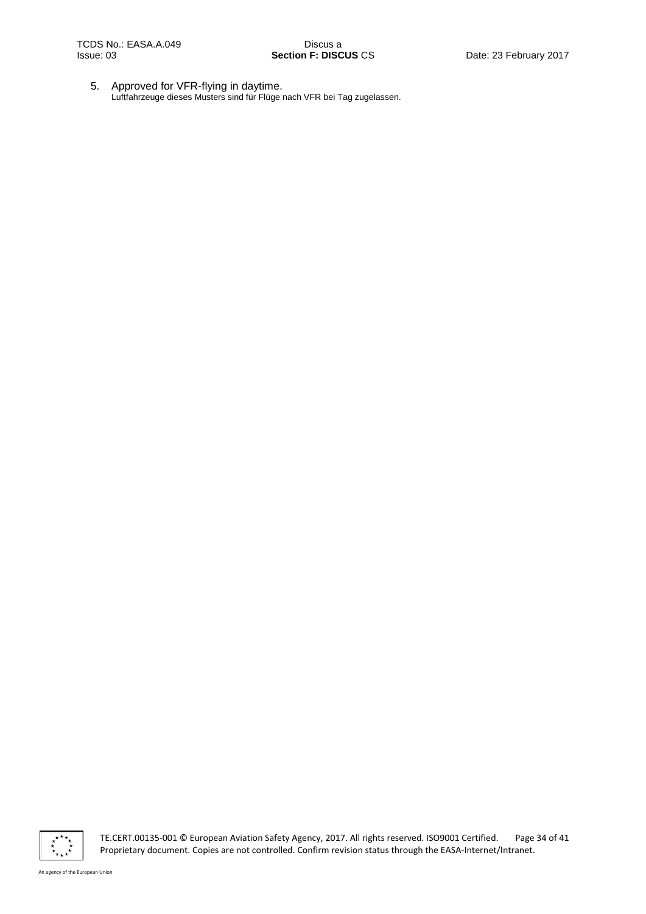5. Approved for VFR-flying in daytime.
   Luftfahrzeuge dieses Musters sind für Flüge nach VFR bei Tag zugelassen.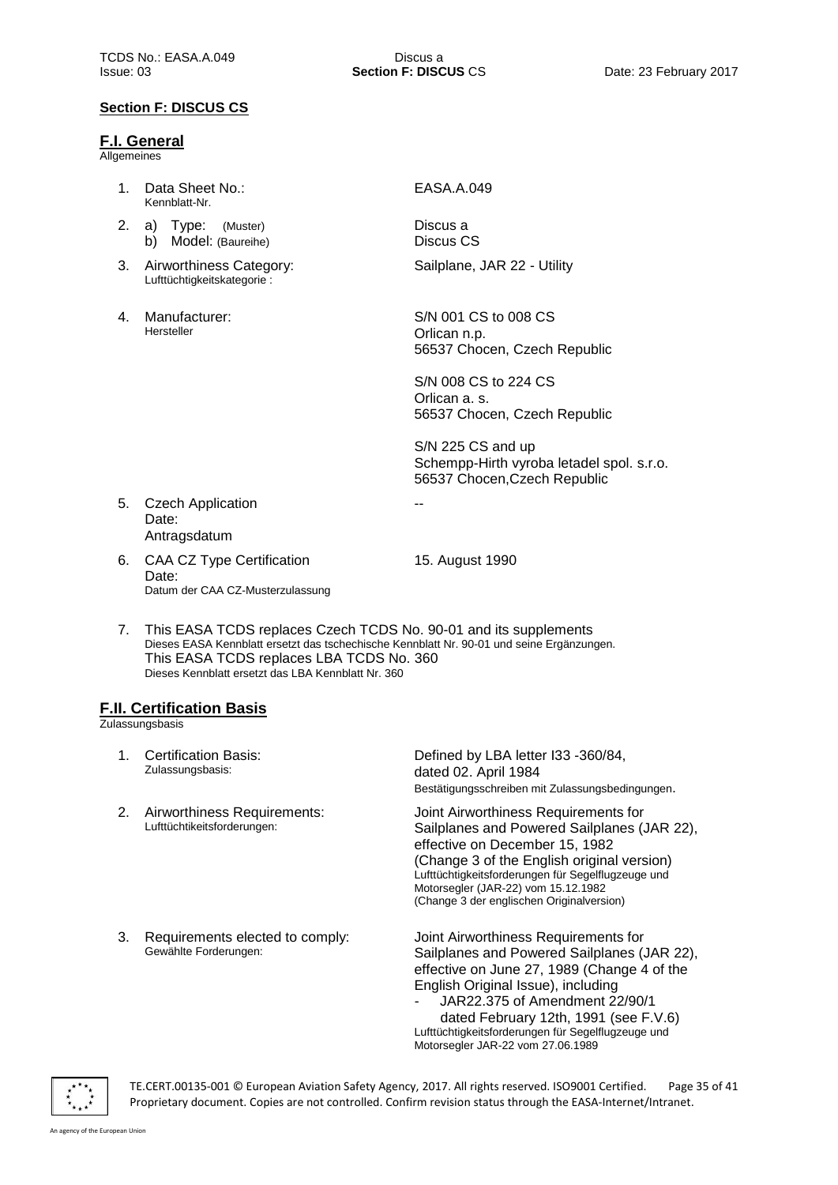## Section F: DISCUS CS

### F.I. General

Allgemeines

1. Data Sheet No.: Kennblatt-Nr. — EASA.A.049
2. a) Type: (Muster) — Discus a
   b) Model: (Baureihe) — Discus CS
3. Airworthiness Category: Lufttüchtigkeitskategorie : — Sailplane, JAR 22 - Utility
4. Manufacturer: Hersteller —
   S/N 001 CS to 008 CS
   Orlican n.p.
   56537 Chocen, Czech Republic

   S/N 008 CS to 224 CS
   Orlican a. s.
   56537 Chocen, Czech Republic

   S/N 225 CS and up
   Schempp-Hirth vyroba letadel spol. s.r.o.
   56537 Chocen,Czech Republic
5. Czech Application Date: Antragsdatum — --
6. CAA CZ Type Certification Date: Datum der CAA CZ-Musterzulassung — 15. August 1990
7. This EASA TCDS replaces Czech TCDS No. 90-01 and its supplements
   Dieses EASA Kennblatt ersetzt das tschechische Kennblatt Nr. 90-01 und seine Ergänzungen.
   This EASA TCDS replaces LBA TCDS No. 360
   Dieses Kennblatt ersetzt das LBA Kennblatt Nr. 360

### F.II. Certification Basis

Zulassungsbasis

1. Certification Basis: Zulassungsbasis: — Defined by LBA letter I33 -360/84, dated 02. April 1984
   Bestätigungsschreiben mit Zulassungsbedingungen.
2. Airworthiness Requirements: Lufttüchtikeitsforderungen: — Joint Airworthiness Requirements for Sailplanes and Powered Sailplanes (JAR 22), effective on December 15, 1982 (Change 3 of the English original version)
   Lufttüchtigkeitsforderungen für Segelflugzeuge und Motorsegler (JAR-22) vom 15.12.1982 (Change 3 der englischen Originalversion)
3. Requirements elected to comply: Gewählte Forderungen: — Joint Airworthiness Requirements for Sailplanes and Powered Sailplanes (JAR 22), effective on June 27, 1989 (Change 4 of the English Original Issue), including
   - JAR22.375 of Amendment 22/90/1 dated February 12th, 1991 (see F.V.6)

   Lufttüchtigkeitsforderungen für Segelflugzeuge und Motorsegler JAR-22 vom 27.06.1989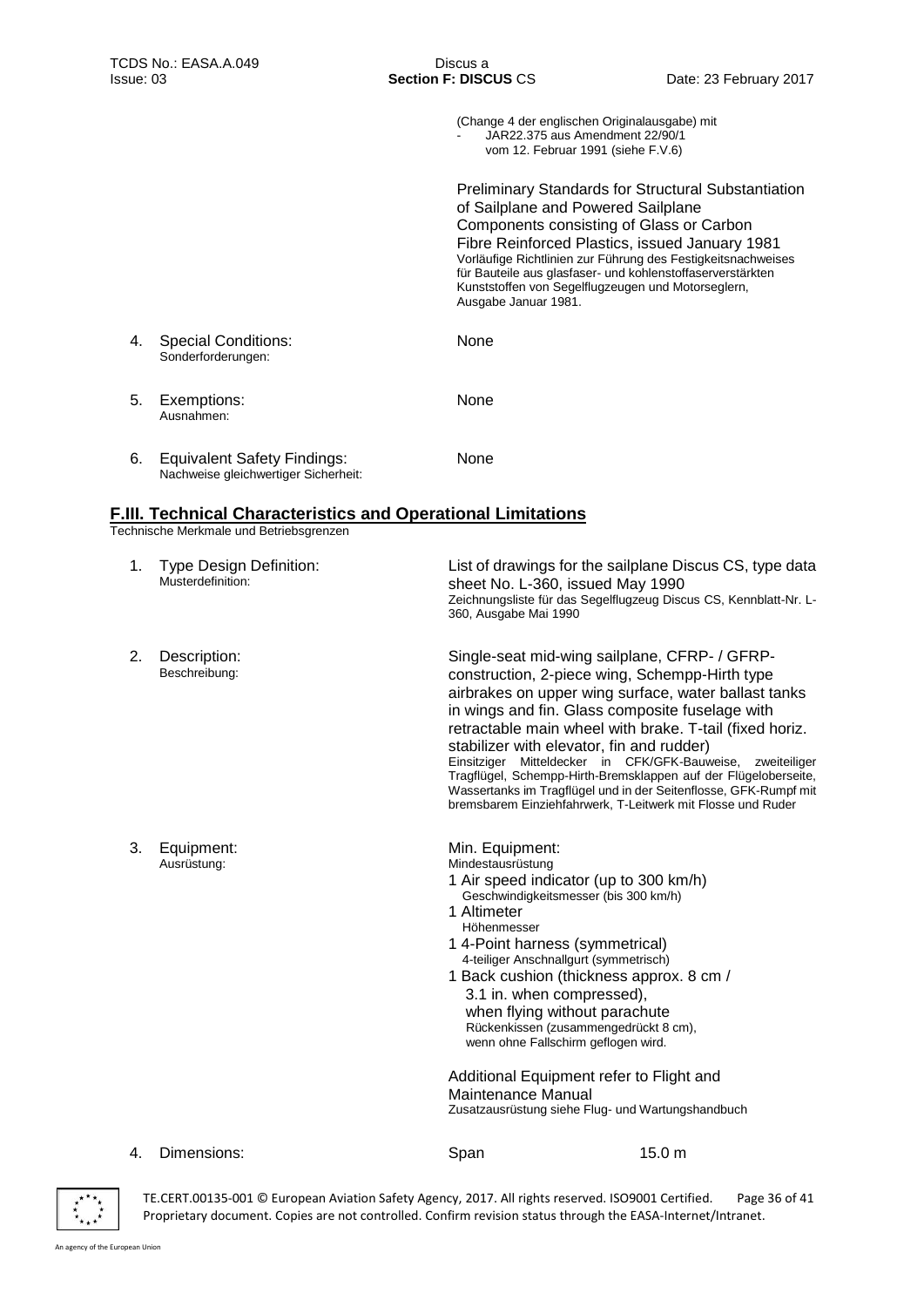(Change 4 der englischen Originalausgabe) mit
- JAR22.375 aus Amendment 22/90/1 vom 12. Februar 1991 (siehe F.V.6)

Preliminary Standards for Structural Substantiation of Sailplane and Powered Sailplane Components consisting of Glass or Carbon Fibre Reinforced Plastics, issued January 1981
Vorläufige Richtlinien zur Führung des Festigkeitsnachweises für Bauteile aus glasfaser- und kohlenstoffaserverstärkten Kunststoffen von Segelflugzeugen und Motorseglern, Ausgabe Januar 1981.

4. Special Conditions: None
Sonderforderungen:

5. Exemptions: None
Ausnahmen:

6. Equivalent Safety Findings: None
Nachweise gleichwertiger Sicherheit:

## F.III. Technical Characteristics and Operational Limitations

Technische Merkmale und Betriebsgrenzen

1. Type Design Definition: List of drawings for the sailplane Discus CS, type data sheet No. L-360, issued May 1990
Musterdefinition: Zeichnungsliste für das Segelflugzeug Discus CS, Kennblatt-Nr. L-360, Ausgabe Mai 1990

2. Description: Single-seat mid-wing sailplane, CFRP- / GFRP-construction, 2-piece wing, Schempp-Hirth type airbrakes on upper wing surface, water ballast tanks in wings and fin. Glass composite fuselage with retractable main wheel with brake. T-tail (fixed horiz. stabilizer with elevator, fin and rudder)
Beschreibung: Einsitziger Mitteldecker in CFK/GFK-Bauweise, zweiteiliger Tragflügel, Schempp-Hirth-Bremsklappen auf der Flügeloberseite, Wassertanks im Tragflügel und in der Seitenflosse, GFK-Rumpf mit bremsbarem Einziehfahrwerk, T-Leitwerk mit Flosse und Ruder

3. Equipment: Min. Equipment:
Ausrüstung: Mindestausrüstung
   - 1 Air speed indicator (up to 300 km/h)
     Geschwindigkeitsmesser (bis 300 km/h)
   - 1 Altimeter
     Höhenmesser
   - 1 4-Point harness (symmetrical)
     4-teiliger Anschnallgurt (symmetrisch)
   - 1 Back cushion (thickness approx. 8 cm / 3.1 in. when compressed), when flying without parachute
     Rückenkissen (zusammengedrückt 8 cm), wenn ohne Fallschirm geflogen wird.

   Additional Equipment refer to Flight and Maintenance Manual
   Zusatzausrüstung siehe Flug- und Wartungshandbuch

4. Dimensions: Span 15.0 m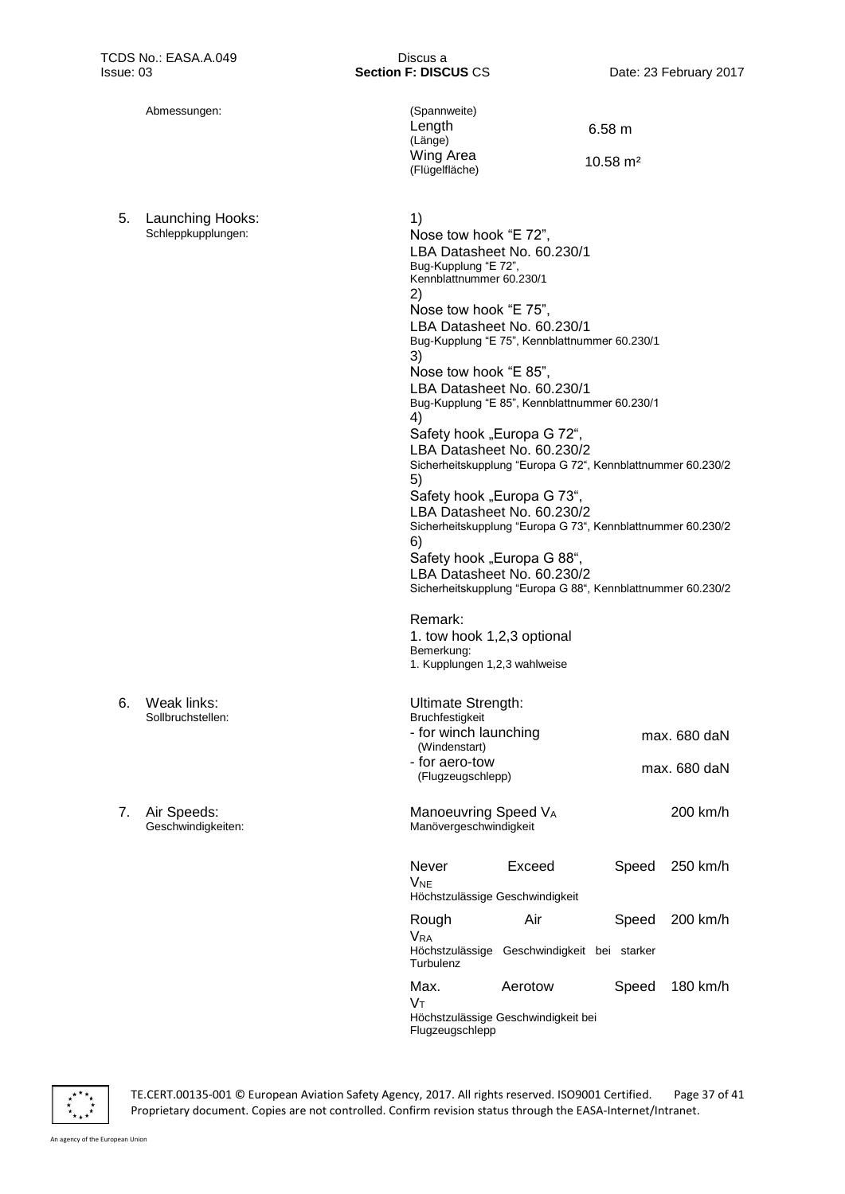| | | |
|---|---|---|
| Abmessungen: | (Spannweite) | |
| | Length (Länge) | 6.58 m |
| | Wing Area (Flügelfläche) | 10.58 m² |

5. Launching Hooks:
   Schleppkupplungen:

1)
Nose tow hook "E 72",
LBA Datasheet No. 60.230/1
Bug-Kupplung "E 72",
Kennblattnummer 60.230/1
2)
Nose tow hook "E 75",
LBA Datasheet No. 60.230/1
Bug-Kupplung "E 75", Kennblattnummer 60.230/1
3)
Nose tow hook "E 85",
LBA Datasheet No. 60.230/1
Bug-Kupplung "E 85", Kennblattnummer 60.230/1
4)
Safety hook „Europa G 72",
LBA Datasheet No. 60.230/2
Sicherheitskupplung "Europa G 72", Kennblattnummer 60.230/2
5)
Safety hook „Europa G 73",
LBA Datasheet No. 60.230/2
Sicherheitskupplung "Europa G 73", Kennblattnummer 60.230/2
6)
Safety hook „Europa G 88",
LBA Datasheet No. 60.230/2
Sicherheitskupplung "Europa G 88", Kennblattnummer 60.230/2

Remark:
1. tow hook 1,2,3 optional
Bemerkung:
1. Kupplungen 1,2,3 wahlweise

6. Weak links:
   Sollbruchstellen:

| Ultimate Strength: Bruchfestigkeit | |
|---|---|
| - for winch launching (Windenstart) | max. 680 daN |
| - for aero-tow (Flugzeugschlepp) | max. 680 daN |

7. Air Speeds:
   Geschwindigkeiten:

| | |
|---|---|
| Manoeuvring Speed $V_A$ Manövergeschwindigkeit | 200 km/h |
| Never Exceed Speed $V_{NE}$ Höchstzulässige Geschwindigkeit | 250 km/h |
| Rough Air Speed $V_{RA}$ Höchstzulässige Geschwindigkeit bei starker Turbulenz | 200 km/h |
| Max. Aerotow Speed $V_T$ Höchstzulässige Geschwindigkeit bei Flugzeugschlepp | 180 km/h |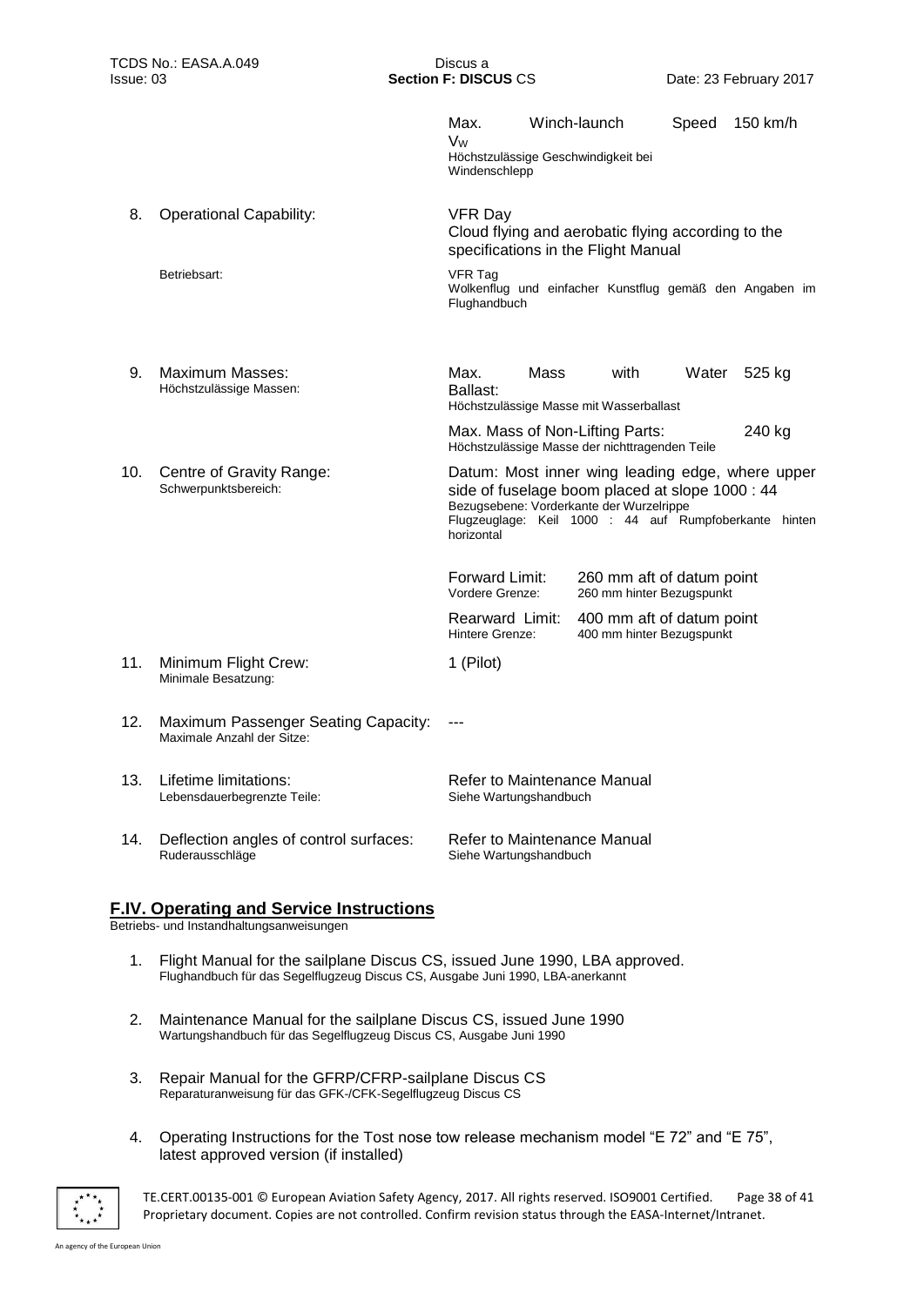| | | |
|---|---|---|
| | | Max. Winch-launch Speed $V_W$ 150 km/h<br>Höchstzulässige Geschwindigkeit bei Windenschlepp |
| 8. | Operational Capability: | VFR Day<br>Cloud flying and aerobatic flying according to the specifications in the Flight Manual |
| | Betriebsart: | VFR Tag<br>Wolkenflug und einfacher Kunstflug gemäß den Angaben im Flughandbuch |
| 9. | Maximum Masses:<br>Höchstzulässige Massen: | Max. Mass with Water Ballast: 525 kg<br>Höchstzulässige Masse mit Wasserballast |
| | | Max. Mass of Non-Lifting Parts: 240 kg<br>Höchstzulässige Masse der nichttragenden Teile |
| 10. | Centre of Gravity Range:<br>Schwerpunktsbereich: | Datum: Most inner wing leading edge, where upper side of fuselage boom placed at slope 1000 : 44<br>Bezugsebene: Vorderkante der Wurzelrippe<br>Flugzeuglage: Keil 1000 : 44 auf Rumpfoberkante hinten horizontal |
| | | Forward Limit: 260 mm aft of datum point<br>Vordere Grenze: 260 mm hinter Bezugspunkt |
| | | Rearward Limit: 400 mm aft of datum point<br>Hintere Grenze: 400 mm hinter Bezugspunkt |
| 11. | Minimum Flight Crew:<br>Minimale Besatzung: | 1 (Pilot) |
| 12. | Maximum Passenger Seating Capacity:<br>Maximale Anzahl der Sitze: | --- |
| 13. | Lifetime limitations:<br>Lebensdauerbegrenzte Teile: | Refer to Maintenance Manual<br>Siehe Wartungshandbuch |
| 14. | Deflection angles of control surfaces:<br>Ruderausschläge | Refer to Maintenance Manual<br>Siehe Wartungshandbuch |

## F.IV. Operating and Service Instructions

Betriebs- und Instandhaltungsanweisungen

1. Flight Manual for the sailplane Discus CS, issued June 1990, LBA approved.
   Flughandbuch für das Segelflugzeug Discus CS, Ausgabe Juni 1990, LBA-anerkannt

2. Maintenance Manual for the sailplane Discus CS, issued June 1990
   Wartungshandbuch für das Segelflugzeug Discus CS, Ausgabe Juni 1990

3. Repair Manual for the GFRP/CFRP-sailplane Discus CS
   Reparaturanweisung für das GFK-/CFK-Segelflugzeug Discus CS

4. Operating Instructions for the Tost nose tow release mechanism model "E 72" and "E 75", latest approved version (if installed)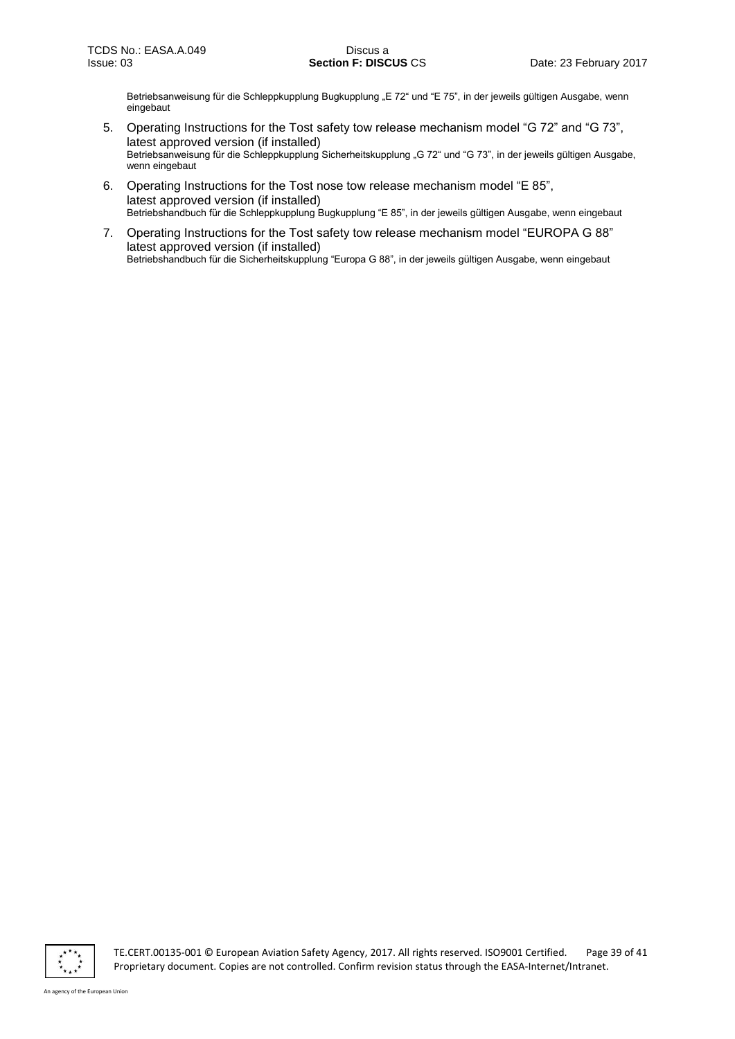Betriebsanweisung für die Schleppkupplung Bugkupplung „E 72“ und “E 75”, in der jeweils gültigen Ausgabe, wenn eingebaut

5. Operating Instructions for the Tost safety tow release mechanism model “G 72” and “G 73”, latest approved version (if installed)
   Betriebsanweisung für die Schleppkupplung Sicherheitskupplung „G 72“ und “G 73”, in der jeweils gültigen Ausgabe, wenn eingebaut
6. Operating Instructions for the Tost nose tow release mechanism model “E 85”, latest approved version (if installed)
   Betriebshandbuch für die Schleppkupplung Bugkupplung “E 85”, in der jeweils gültigen Ausgabe, wenn eingebaut
7. Operating Instructions for the Tost safety tow release mechanism model “EUROPA G 88” latest approved version (if installed)
   Betriebshandbuch für die Sicherheitskupplung “Europa G 88”, in der jeweils gültigen Ausgabe, wenn eingebaut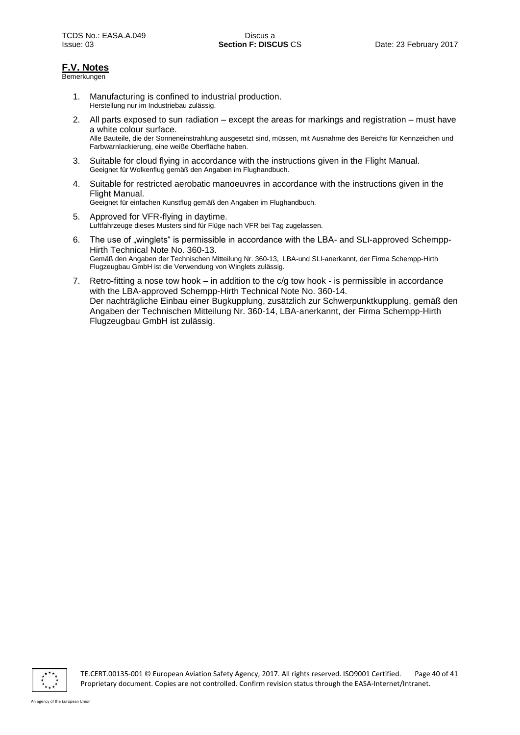## F.V. Notes

Bemerkungen

1. Manufacturing is confined to industrial production.
   Herstellung nur im Industriebau zulässig.

2. All parts exposed to sun radiation – except the areas for markings and registration – must have a white colour surface.
   Alle Bauteile, die der Sonneneinstrahlung ausgesetzt sind, müssen, mit Ausnahme des Bereichs für Kennzeichen und Farbwarnlackierung, eine weiße Oberfläche haben.

3. Suitable for cloud flying in accordance with the instructions given in the Flight Manual.
   Geeignet für Wolkenflug gemäß den Angaben im Flughandbuch.

4. Suitable for restricted aerobatic manoeuvres in accordance with the instructions given in the Flight Manual.
   Geeignet für einfachen Kunstflug gemäß den Angaben im Flughandbuch.

5. Approved for VFR-flying in daytime.
   Luftfahrzeuge dieses Musters sind für Flüge nach VFR bei Tag zugelassen.

6. The use of „winglets" is permissible in accordance with the LBA- and SLI-approved Schempp-Hirth Technical Note No. 360-13.
   Gemäß den Angaben der Technischen Mitteilung Nr. 360-13, LBA-und SLI-anerkannt, der Firma Schempp-Hirth Flugzeugbau GmbH ist die Verwendung von Winglets zulässig.

7. Retro-fitting a nose tow hook – in addition to the c/g tow hook - is permissible in accordance with the LBA-approved Schempp-Hirth Technical Note No. 360-14.
   Der nachträgliche Einbau einer Bugkupplung, zusätzlich zur Schwerpunktkupplung, gemäß den Angaben der Technischen Mitteilung Nr. 360-14, LBA-anerkannt, der Firma Schempp-Hirth Flugzeugbau GmbH ist zulässig.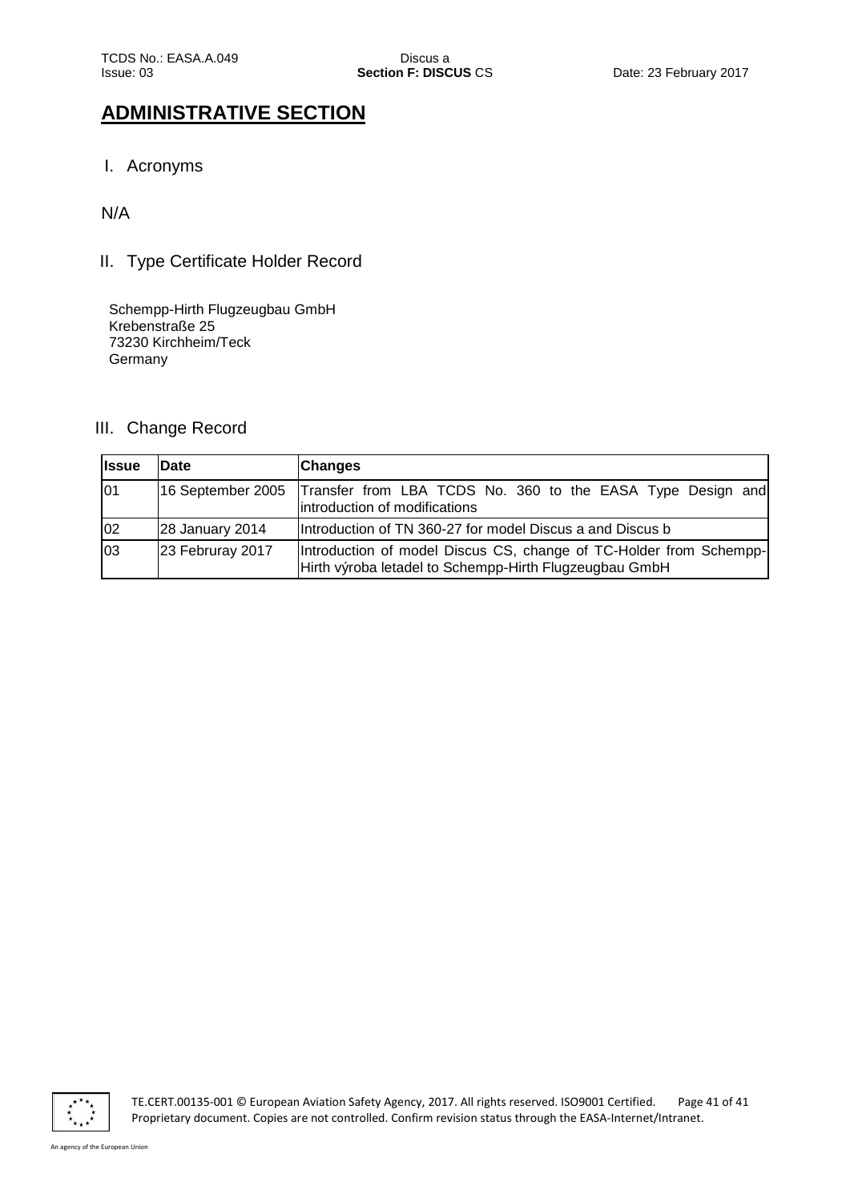# ADMINISTRATIVE SECTION

## I. Acronyms

N/A

## II. Type Certificate Holder Record

Schempp-Hirth Flugzeugbau GmbH
Krebenstraße 25
73230 Kirchheim/Teck
Germany

## III. Change Record

| Issue | Date | Changes |
|---|---|---|
| 01 | 16 September 2005 | Transfer from LBA TCDS No. 360 to the EASA Type Design and introduction of modifications |
| 02 | 28 January 2014 | Introduction of TN 360-27 for model Discus a and Discus b |
| 03 | 23 Februray 2017 | Introduction of model Discus CS, change of TC-Holder from Schempp-Hirth výroba letadel to Schempp-Hirth Flugzeugbau GmbH |